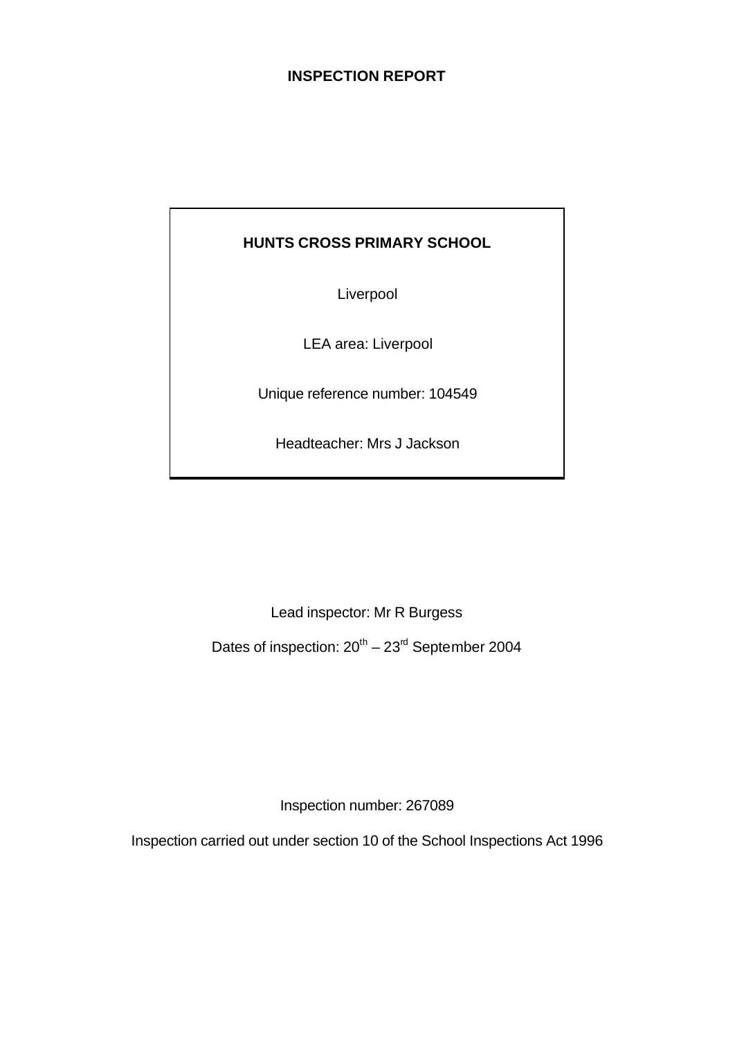# INSPECTION REPORT

## HUNTS CROSS PRIMARY SCHOOL

Liverpool

LEA area: Liverpool

Unique reference number: 104549

Headteacher: Mrs J Jackson

Lead inspector: Mr R Burgess

Dates of inspection: 20th – 23rd September 2004

Inspection number: 267089

Inspection carried out under section 10 of the School Inspections Act 1996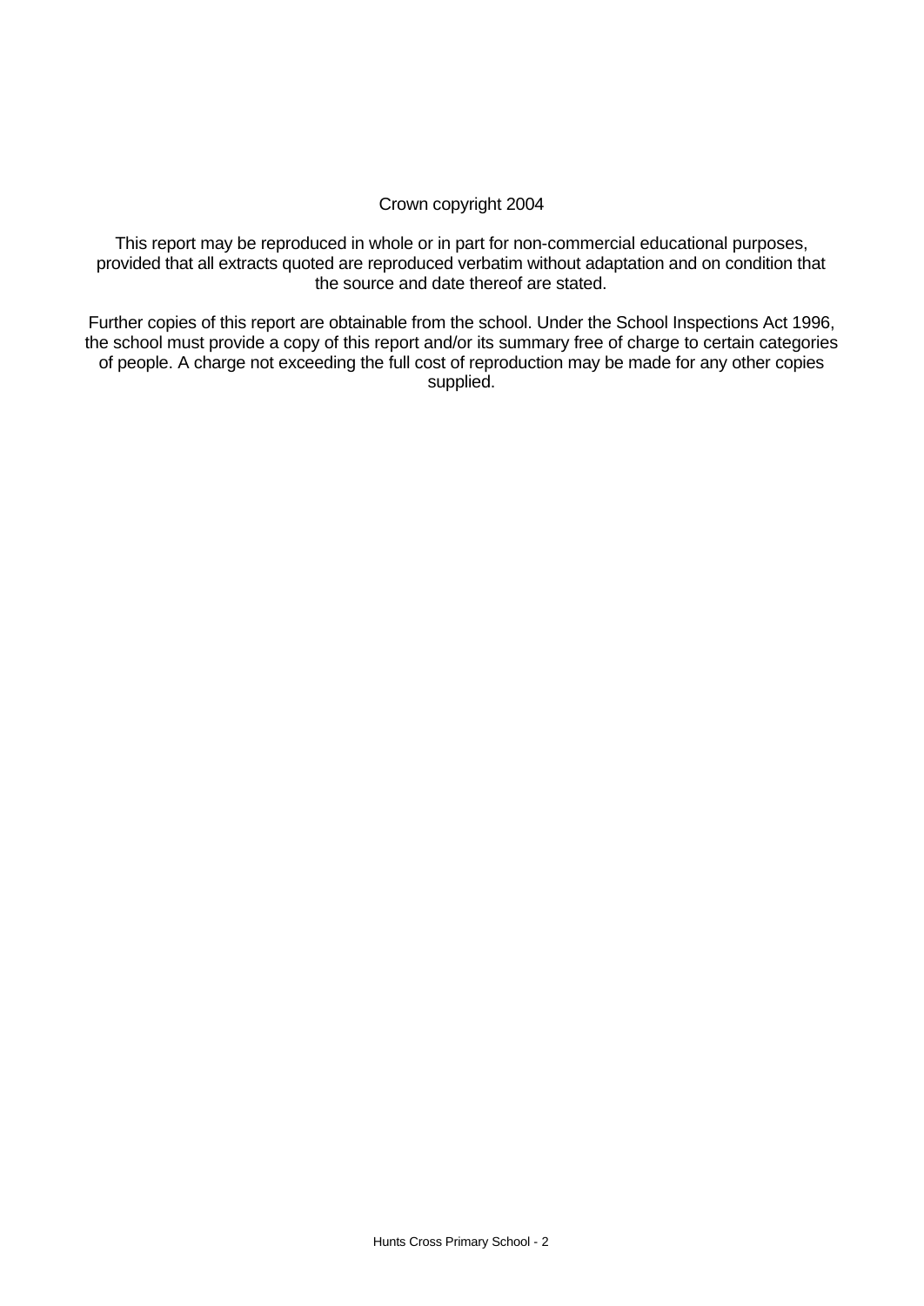Crown copyright 2004

This report may be reproduced in whole or in part for non-commercial educational purposes, provided that all extracts quoted are reproduced verbatim without adaptation and on condition that the source and date thereof are stated.

Further copies of this report are obtainable from the school. Under the School Inspections Act 1996, the school must provide a copy of this report and/or its summary free of charge to certain categories of people. A charge not exceeding the full cost of reproduction may be made for any other copies supplied.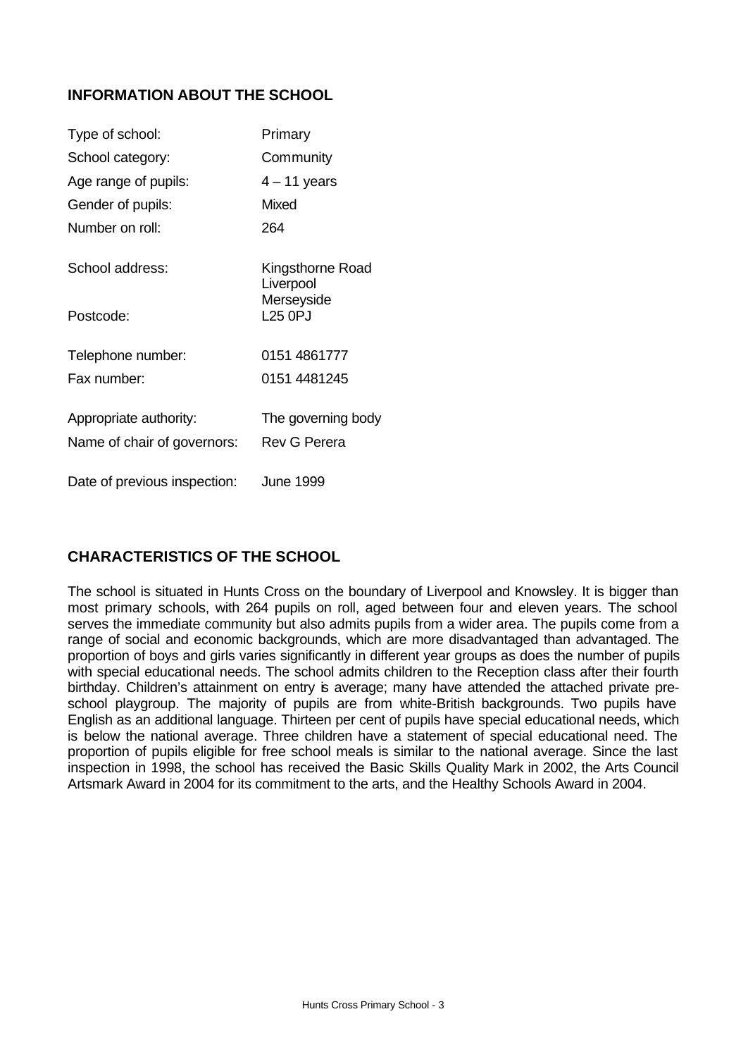## INFORMATION ABOUT THE SCHOOL

| | |
|---|---|
| Type of school: | Primary |
| School category: | Community |
| Age range of pupils: | 4 – 11 years |
| Gender of pupils: | Mixed |
| Number on roll: | 264 |
| School address: | Kingsthorne Road<br>Liverpool<br>Merseyside |
| Postcode: | L25 0PJ |
| Telephone number: | 0151 4861777 |
| Fax number: | 0151 4481245 |
| Appropriate authority: | The governing body |
| Name of chair of governors: | Rev G Perera |
| Date of previous inspection: | June 1999 |

## CHARACTERISTICS OF THE SCHOOL

The school is situated in Hunts Cross on the boundary of Liverpool and Knowsley. It is bigger than most primary schools, with 264 pupils on roll, aged between four and eleven years. The school serves the immediate community but also admits pupils from a wider area. The pupils come from a range of social and economic backgrounds, which are more disadvantaged than advantaged. The proportion of boys and girls varies significantly in different year groups as does the number of pupils with special educational needs. The school admits children to the Reception class after their fourth birthday. Children's attainment on entry is average; many have attended the attached private pre-school playgroup. The majority of pupils are from white-British backgrounds. Two pupils have English as an additional language. Thirteen per cent of pupils have special educational needs, which is below the national average. Three children have a statement of special educational need. The proportion of pupils eligible for free school meals is similar to the national average. Since the last inspection in 1998, the school has received the Basic Skills Quality Mark in 2002, the Arts Council Artsmark Award in 2004 for its commitment to the arts, and the Healthy Schools Award in 2004.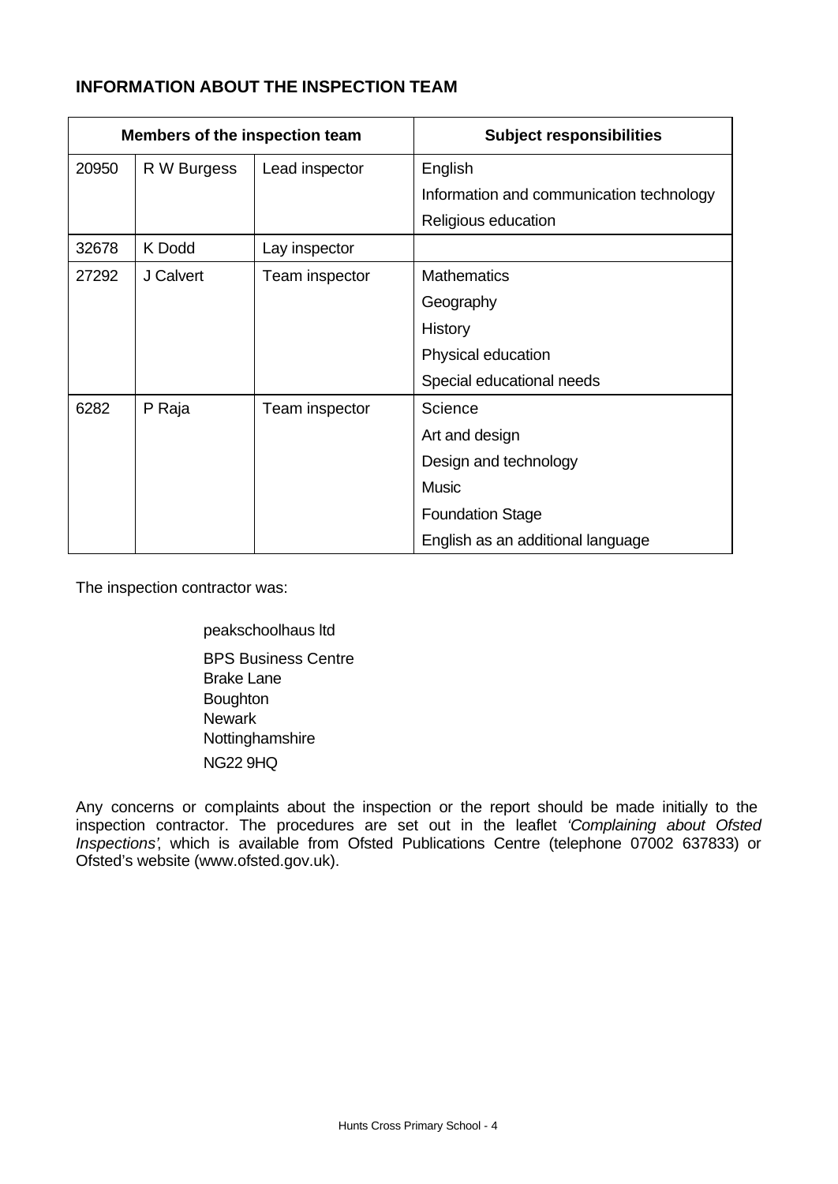## INFORMATION ABOUT THE INSPECTION TEAM

| Members of the inspection team | | | Subject responsibilities |
|---|---|---|---|
| 20950 | R W Burgess | Lead inspector | English<br>Information and communication technology<br>Religious education |
| 32678 | K Dodd | Lay inspector | |
| 27292 | J Calvert | Team inspector | Mathematics<br>Geography<br>History<br>Physical education<br>Special educational needs |
| 6282 | P Raja | Team inspector | Science<br>Art and design<br>Design and technology<br>Music<br>Foundation Stage<br>English as an additional language |

The inspection contractor was:

peakschoolhaus ltd

BPS Business Centre
Brake Lane
Boughton
Newark
Nottinghamshire
NG22 9HQ

Any concerns or complaints about the inspection or the report should be made initially to the inspection contractor. The procedures are set out in the leaflet *'Complaining about Ofsted Inspections'*, which is available from Ofsted Publications Centre (telephone 07002 637833) or Ofsted's website (www.ofsted.gov.uk).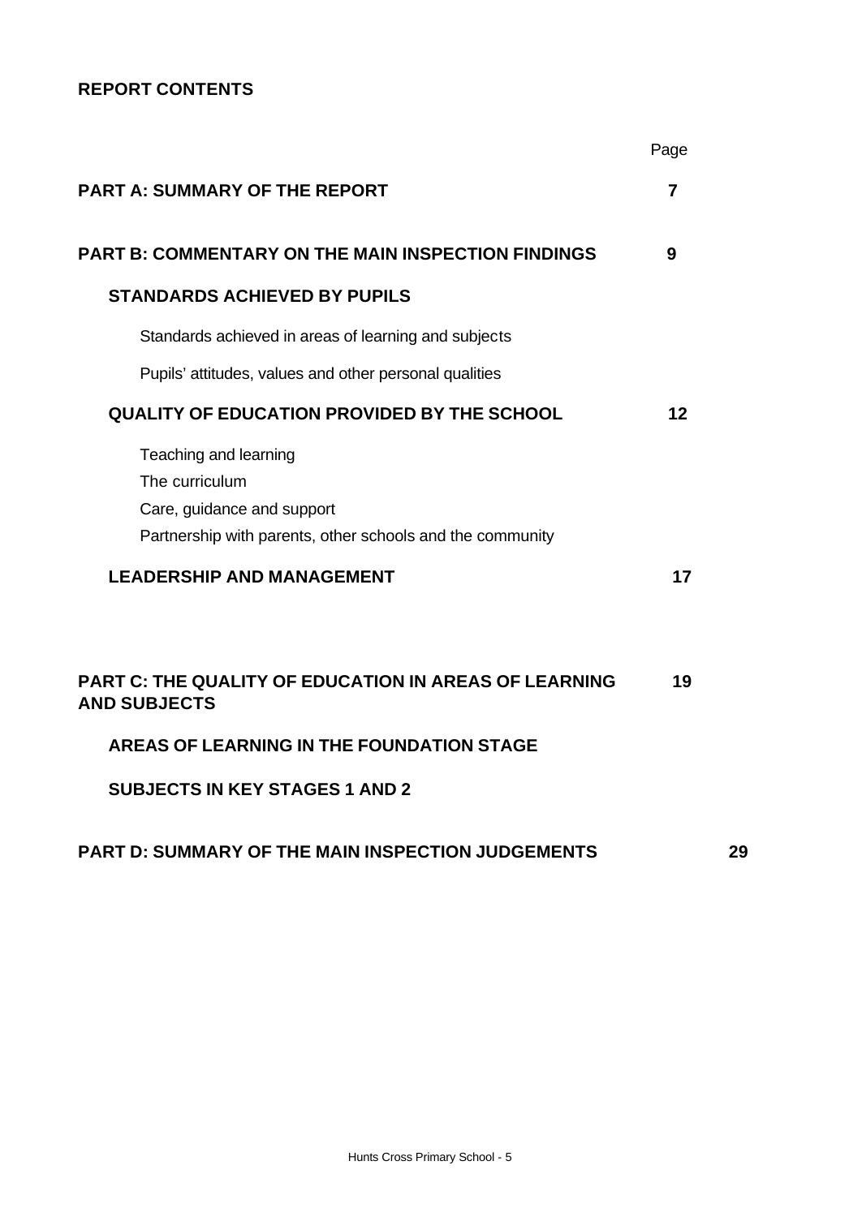**REPORT CONTENTS**

| | Page |
|---|---|
| **PART A: SUMMARY OF THE REPORT** | **7** |
| **PART B: COMMENTARY ON THE MAIN INSPECTION FINDINGS** | **9** |
| **STANDARDS ACHIEVED BY PUPILS** | |
| Standards achieved in areas of learning and subjects | |
| Pupils' attitudes, values and other personal qualities | |
| **QUALITY OF EDUCATION PROVIDED BY THE SCHOOL** | **12** |
| Teaching and learning | |
| The curriculum | |
| Care, guidance and support | |
| Partnership with parents, other schools and the community | |
| **LEADERSHIP AND MANAGEMENT** | **17** |
| **PART C: THE QUALITY OF EDUCATION IN AREAS OF LEARNING AND SUBJECTS** | **19** |
| **AREAS OF LEARNING IN THE FOUNDATION STAGE** | |
| **SUBJECTS IN KEY STAGES 1 AND 2** | |
| **PART D: SUMMARY OF THE MAIN INSPECTION JUDGEMENTS** | **29** |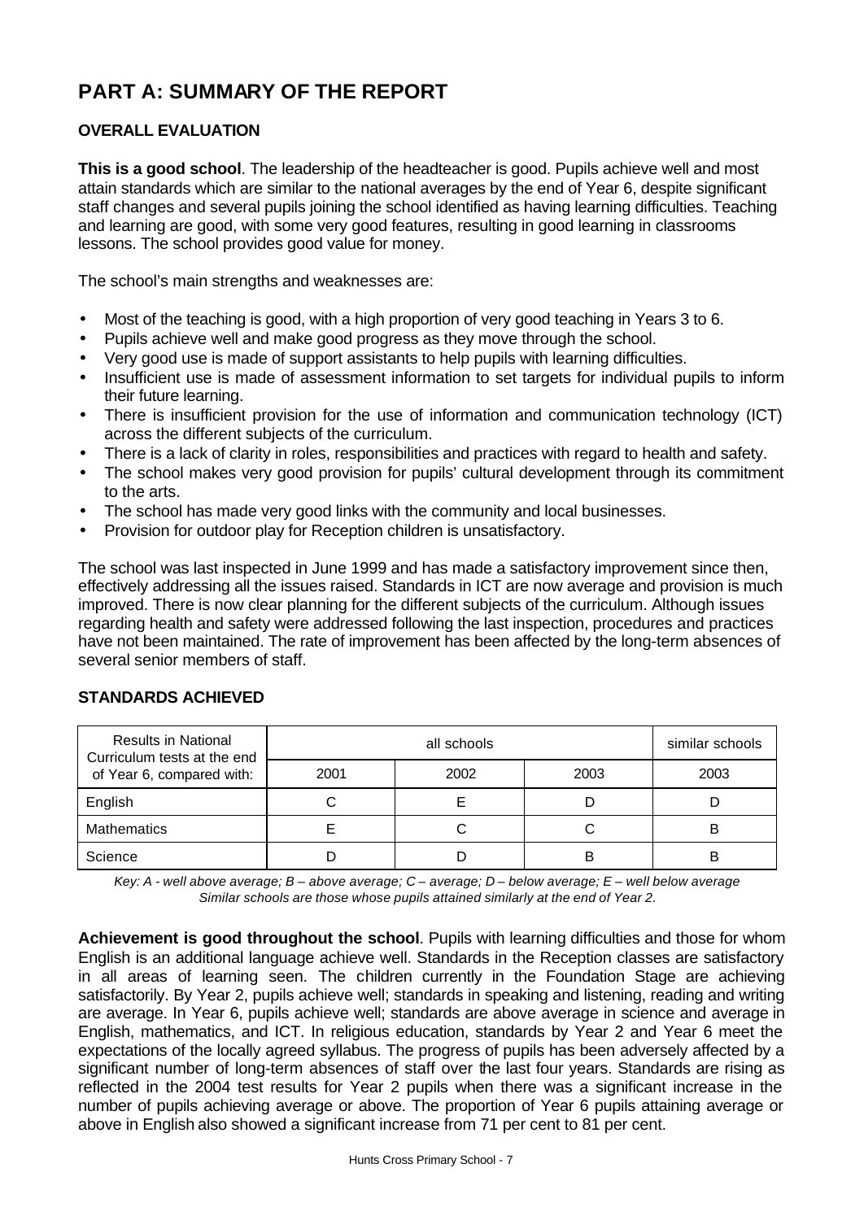# PART A: SUMMARY OF THE REPORT

## OVERALL EVALUATION

**This is a good school**. The leadership of the headteacher is good. Pupils achieve well and most attain standards which are similar to the national averages by the end of Year 6, despite significant staff changes and several pupils joining the school identified as having learning difficulties. Teaching and learning are good, with some very good features, resulting in good learning in classrooms lessons. The school provides good value for money.

The school's main strengths and weaknesses are:

- Most of the teaching is good, with a high proportion of very good teaching in Years 3 to 6.
- Pupils achieve well and make good progress as they move through the school.
- Very good use is made of support assistants to help pupils with learning difficulties.
- Insufficient use is made of assessment information to set targets for individual pupils to inform their future learning.
- There is insufficient provision for the use of information and communication technology (ICT) across the different subjects of the curriculum.
- There is a lack of clarity in roles, responsibilities and practices with regard to health and safety.
- The school makes very good provision for pupils' cultural development through its commitment to the arts.
- The school has made very good links with the community and local businesses.
- Provision for outdoor play for Reception children is unsatisfactory.

The school was last inspected in June 1999 and has made a satisfactory improvement since then, effectively addressing all the issues raised. Standards in ICT are now average and provision is much improved. There is now clear planning for the different subjects of the curriculum. Although issues regarding health and safety were addressed following the last inspection, procedures and practices have not been maintained. The rate of improvement has been affected by the long-term absences of several senior members of staff.

## STANDARDS ACHIEVED

| Results in National Curriculum tests at the end of Year 6, compared with: | all schools | | | similar schools |
|---|---|---|---|---|
| | 2001 | 2002 | 2003 | 2003 |
| English | C | E | D | D |
| Mathematics | E | C | C | B |
| Science | D | D | B | B |

*Key: A - well above average; B – above average; C – average; D – below average; E – well below average*
*Similar schools are those whose pupils attained similarly at the end of Year 2.*

**Achievement is good throughout the school**. Pupils with learning difficulties and those for whom English is an additional language achieve well. Standards in the Reception classes are satisfactory in all areas of learning seen. The children currently in the Foundation Stage are achieving satisfactorily. By Year 2, pupils achieve well; standards in speaking and listening, reading and writing are average. In Year 6, pupils achieve well; standards are above average in science and average in English, mathematics, and ICT. In religious education, standards by Year 2 and Year 6 meet the expectations of the locally agreed syllabus. The progress of pupils has been adversely affected by a significant number of long-term absences of staff over the last four years. Standards are rising as reflected in the 2004 test results for Year 2 pupils when there was a significant increase in the number of pupils achieving average or above. The proportion of Year 6 pupils attaining average or above in English also showed a significant increase from 71 per cent to 81 per cent.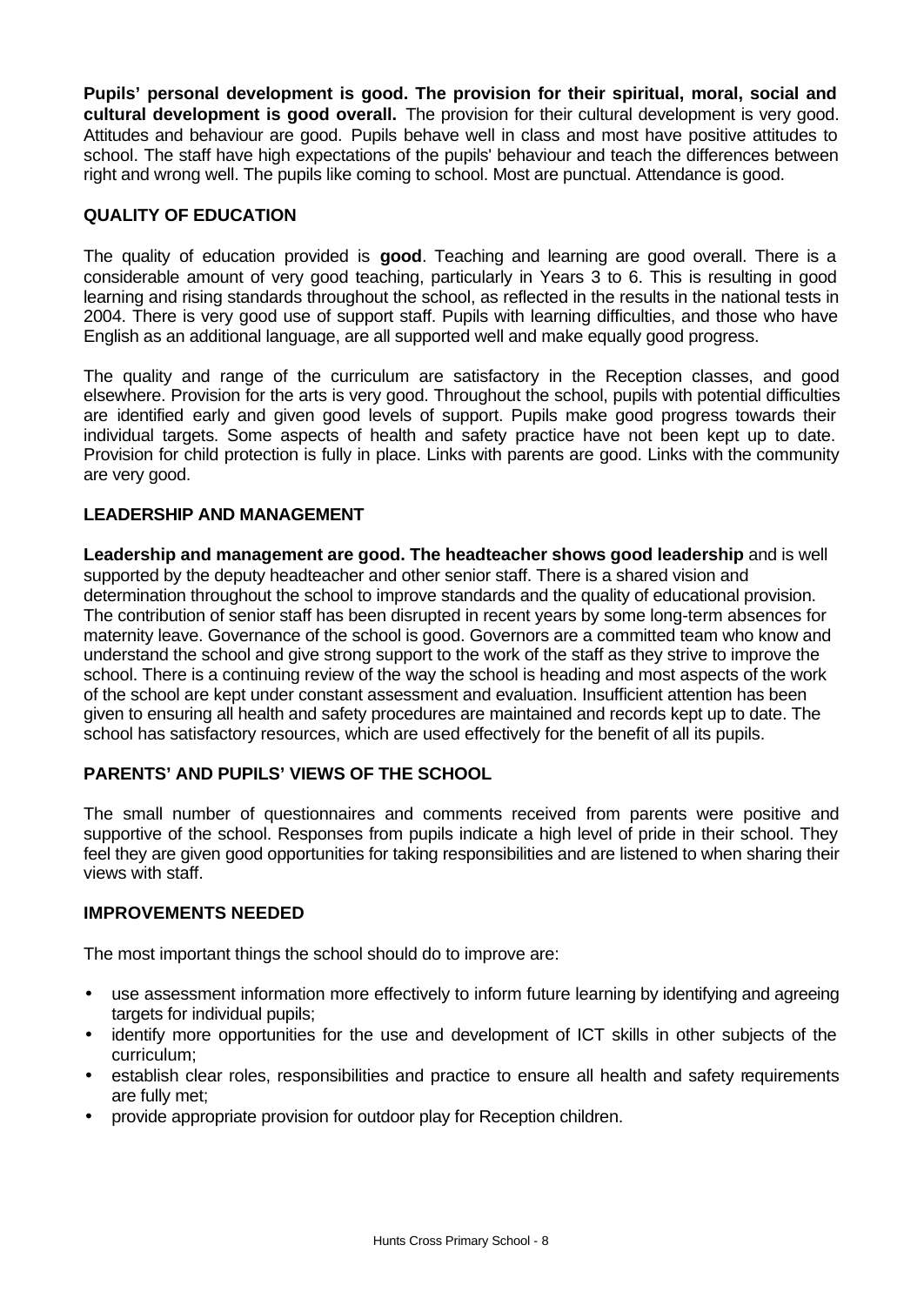**Pupils' personal development is good. The provision for their spiritual, moral, social and cultural development is good overall.** The provision for their cultural development is very good. Attitudes and behaviour are good. Pupils behave well in class and most have positive attitudes to school. The staff have high expectations of the pupils' behaviour and teach the differences between right and wrong well. The pupils like coming to school. Most are punctual. Attendance is good.

### QUALITY OF EDUCATION

The quality of education provided is **good**. Teaching and learning are good overall. There is a considerable amount of very good teaching, particularly in Years 3 to 6. This is resulting in good learning and rising standards throughout the school, as reflected in the results in the national tests in 2004. There is very good use of support staff. Pupils with learning difficulties, and those who have English as an additional language, are all supported well and make equally good progress.

The quality and range of the curriculum are satisfactory in the Reception classes, and good elsewhere. Provision for the arts is very good. Throughout the school, pupils with potential difficulties are identified early and given good levels of support. Pupils make good progress towards their individual targets. Some aspects of health and safety practice have not been kept up to date. Provision for child protection is fully in place. Links with parents are good. Links with the community are very good.

### LEADERSHIP AND MANAGEMENT

**Leadership and management are good. The headteacher shows good leadership** and is well supported by the deputy headteacher and other senior staff. There is a shared vision and determination throughout the school to improve standards and the quality of educational provision. The contribution of senior staff has been disrupted in recent years by some long-term absences for maternity leave. Governance of the school is good. Governors are a committed team who know and understand the school and give strong support to the work of the staff as they strive to improve the school. There is a continuing review of the way the school is heading and most aspects of the work of the school are kept under constant assessment and evaluation. Insufficient attention has been given to ensuring all health and safety procedures are maintained and records kept up to date. The school has satisfactory resources, which are used effectively for the benefit of all its pupils.

### PARENTS' AND PUPILS' VIEWS OF THE SCHOOL

The small number of questionnaires and comments received from parents were positive and supportive of the school. Responses from pupils indicate a high level of pride in their school. They feel they are given good opportunities for taking responsibilities and are listened to when sharing their views with staff.

### IMPROVEMENTS NEEDED

The most important things the school should do to improve are:

- use assessment information more effectively to inform future learning by identifying and agreeing targets for individual pupils;
- identify more opportunities for the use and development of ICT skills in other subjects of the curriculum;
- establish clear roles, responsibilities and practice to ensure all health and safety requirements are fully met;
- provide appropriate provision for outdoor play for Reception children.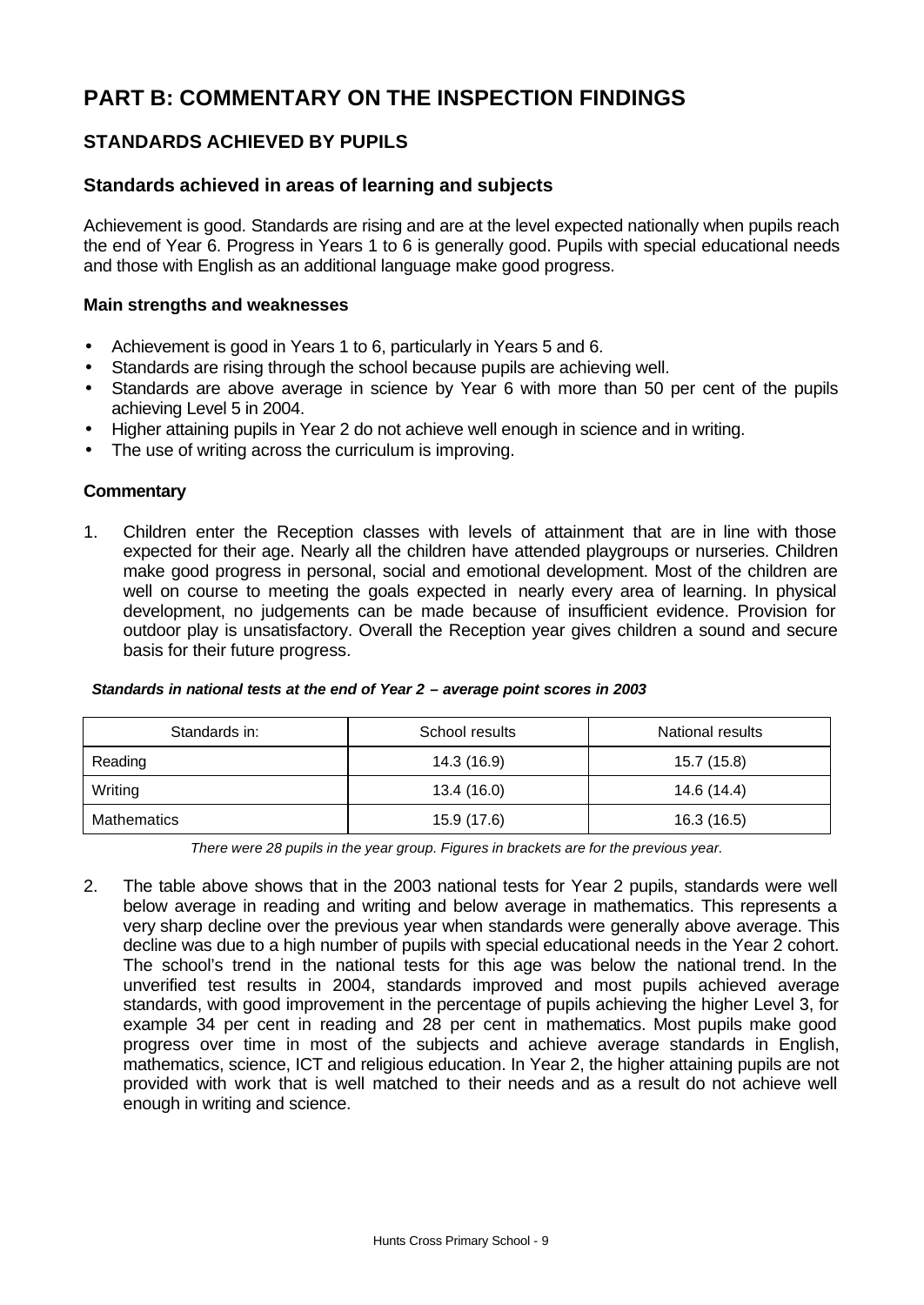# PART B: COMMENTARY ON THE INSPECTION FINDINGS

## STANDARDS ACHIEVED BY PUPILS

### Standards achieved in areas of learning and subjects

Achievement is good. Standards are rising and are at the level expected nationally when pupils reach the end of Year 6. Progress in Years 1 to 6 is generally good. Pupils with special educational needs and those with English as an additional language make good progress.

**Main strengths and weaknesses**

- Achievement is good in Years 1 to 6, particularly in Years 5 and 6.
- Standards are rising through the school because pupils are achieving well.
- Standards are above average in science by Year 6 with more than 50 per cent of the pupils achieving Level 5 in 2004.
- Higher attaining pupils in Year 2 do not achieve well enough in science and in writing.
- The use of writing across the curriculum is improving.

**Commentary**

1. Children enter the Reception classes with levels of attainment that are in line with those expected for their age. Nearly all the children have attended playgroups or nurseries. Children make good progress in personal, social and emotional development. Most of the children are well on course to meeting the goals expected in nearly every area of learning. In physical development, no judgements can be made because of insufficient evidence. Provision for outdoor play is unsatisfactory. Overall the Reception year gives children a sound and secure basis for their future progress.

***Standards in national tests at the end of Year 2 – average point scores in 2003***

| Standards in: | School results | National results |
|---|---|---|
| Reading | 14.3 (16.9) | 15.7 (15.8) |
| Writing | 13.4 (16.0) | 14.6 (14.4) |
| Mathematics | 15.9 (17.6) | 16.3 (16.5) |

*There were 28 pupils in the year group. Figures in brackets are for the previous year.*

2. The table above shows that in the 2003 national tests for Year 2 pupils, standards were well below average in reading and writing and below average in mathematics. This represents a very sharp decline over the previous year when standards were generally above average. This decline was due to a high number of pupils with special educational needs in the Year 2 cohort. The school's trend in the national tests for this age was below the national trend. In the unverified test results in 2004, standards improved and most pupils achieved average standards, with good improvement in the percentage of pupils achieving the higher Level 3, for example 34 per cent in reading and 28 per cent in mathematics. Most pupils make good progress over time in most of the subjects and achieve average standards in English, mathematics, science, ICT and religious education. In Year 2, the higher attaining pupils are not provided with work that is well matched to their needs and as a result do not achieve well enough in writing and science.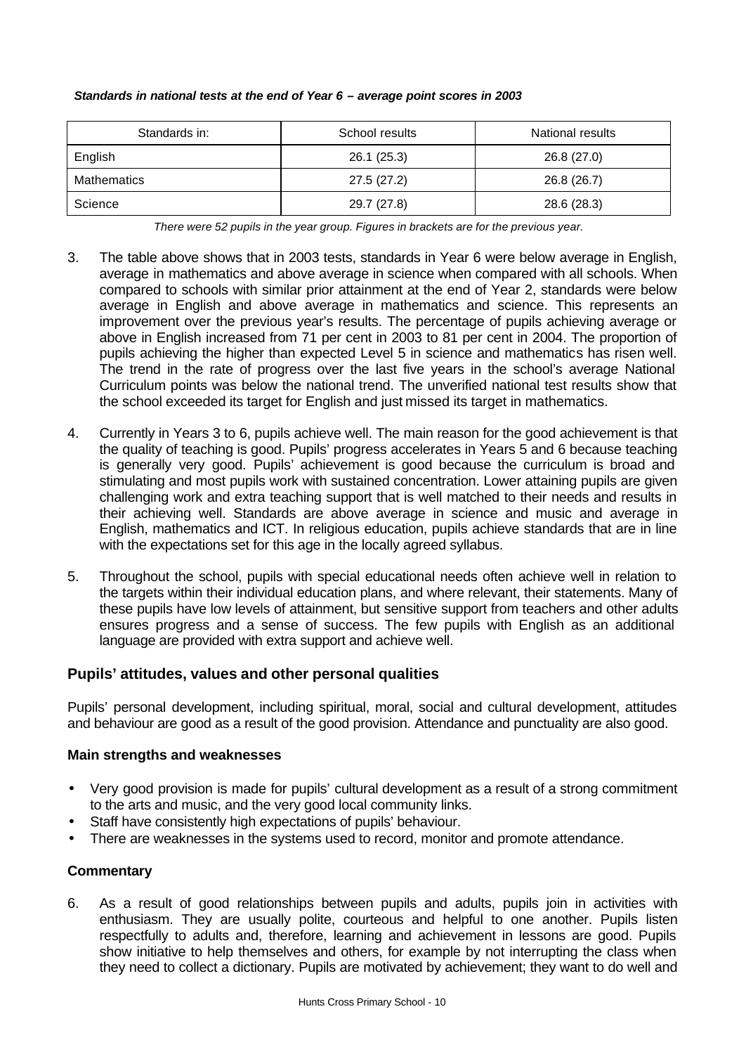***Standards in national tests at the end of Year 6 – average point scores in 2003***

| Standards in: | School results | National results |
|---|---|---|
| English | 26.1 (25.3) | 26.8 (27.0) |
| Mathematics | 27.5 (27.2) | 26.8 (26.7) |
| Science | 29.7 (27.8) | 28.6 (28.3) |

*There were 52 pupils in the year group. Figures in brackets are for the previous year.*

3. The table above shows that in 2003 tests, standards in Year 6 were below average in English, average in mathematics and above average in science when compared with all schools. When compared to schools with similar prior attainment at the end of Year 2, standards were below average in English and above average in mathematics and science. This represents an improvement over the previous year's results. The percentage of pupils achieving average or above in English increased from 71 per cent in 2003 to 81 per cent in 2004. The proportion of pupils achieving the higher than expected Level 5 in science and mathematics has risen well. The trend in the rate of progress over the last five years in the school's average National Curriculum points was below the national trend. The unverified national test results show that the school exceeded its target for English and just missed its target in mathematics.

4. Currently in Years 3 to 6, pupils achieve well. The main reason for the good achievement is that the quality of teaching is good. Pupils' progress accelerates in Years 5 and 6 because teaching is generally very good. Pupils' achievement is good because the curriculum is broad and stimulating and most pupils work with sustained concentration. Lower attaining pupils are given challenging work and extra teaching support that is well matched to their needs and results in their achieving well. Standards are above average in science and music and average in English, mathematics and ICT. In religious education, pupils achieve standards that are in line with the expectations set for this age in the locally agreed syllabus.

5. Throughout the school, pupils with special educational needs often achieve well in relation to the targets within their individual education plans, and where relevant, their statements. Many of these pupils have low levels of attainment, but sensitive support from teachers and other adults ensures progress and a sense of success. The few pupils with English as an additional language are provided with extra support and achieve well.

## Pupils' attitudes, values and other personal qualities

Pupils' personal development, including spiritual, moral, social and cultural development, attitudes and behaviour are good as a result of the good provision. Attendance and punctuality are also good.

### Main strengths and weaknesses

- Very good provision is made for pupils' cultural development as a result of a strong commitment to the arts and music, and the very good local community links.
- Staff have consistently high expectations of pupils' behaviour.
- There are weaknesses in the systems used to record, monitor and promote attendance.

### Commentary

6. As a result of good relationships between pupils and adults, pupils join in activities with enthusiasm. They are usually polite, courteous and helpful to one another. Pupils listen respectfully to adults and, therefore, learning and achievement in lessons are good. Pupils show initiative to help themselves and others, for example by not interrupting the class when they need to collect a dictionary. Pupils are motivated by achievement; they want to do well and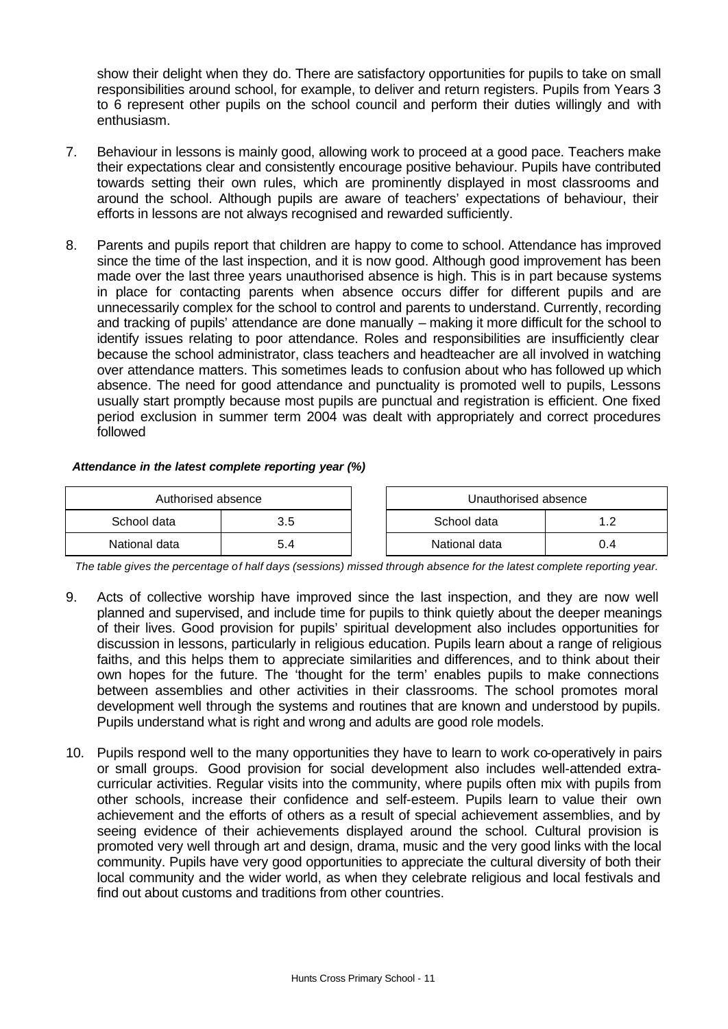show their delight when they do. There are satisfactory opportunities for pupils to take on small responsibilities around school, for example, to deliver and return registers. Pupils from Years 3 to 6 represent other pupils on the school council and perform their duties willingly and with enthusiasm.

7. Behaviour in lessons is mainly good, allowing work to proceed at a good pace. Teachers make their expectations clear and consistently encourage positive behaviour. Pupils have contributed towards setting their own rules, which are prominently displayed in most classrooms and around the school. Although pupils are aware of teachers' expectations of behaviour, their efforts in lessons are not always recognised and rewarded sufficiently.

8. Parents and pupils report that children are happy to come to school. Attendance has improved since the time of the last inspection, and it is now good. Although good improvement has been made over the last three years unauthorised absence is high. This is in part because systems in place for contacting parents when absence occurs differ for different pupils and are unnecessarily complex for the school to control and parents to understand. Currently, recording and tracking of pupils' attendance are done manually – making it more difficult for the school to identify issues relating to poor attendance. Roles and responsibilities are insufficiently clear because the school administrator, class teachers and headteacher are all involved in watching over attendance matters. This sometimes leads to confusion about who has followed up which absence. The need for good attendance and punctuality is promoted well to pupils, Lessons usually start promptly because most pupils are punctual and registration is efficient. One fixed period exclusion in summer term 2004 was dealt with appropriately and correct procedures followed

***Attendance in the latest complete reporting year (%)***

| Authorised absence | |
|---|---|
| School data | 3.5 |
| National data | 5.4 |

| Unauthorised absence | |
|---|---|
| School data | 1.2 |
| National data | 0.4 |

*The table gives the percentage of half days (sessions) missed through absence for the latest complete reporting year.*

9. Acts of collective worship have improved since the last inspection, and they are now well planned and supervised, and include time for pupils to think quietly about the deeper meanings of their lives. Good provision for pupils' spiritual development also includes opportunities for discussion in lessons, particularly in religious education. Pupils learn about a range of religious faiths, and this helps them to appreciate similarities and differences, and to think about their own hopes for the future. The 'thought for the term' enables pupils to make connections between assemblies and other activities in their classrooms. The school promotes moral development well through the systems and routines that are known and understood by pupils. Pupils understand what is right and wrong and adults are good role models.

10. Pupils respond well to the many opportunities they have to learn to work co-operatively in pairs or small groups. Good provision for social development also includes well-attended extra-curricular activities. Regular visits into the community, where pupils often mix with pupils from other schools, increase their confidence and self-esteem. Pupils learn to value their own achievement and the efforts of others as a result of special achievement assemblies, and by seeing evidence of their achievements displayed around the school. Cultural provision is promoted very well through art and design, drama, music and the very good links with the local community. Pupils have very good opportunities to appreciate the cultural diversity of both their local community and the wider world, as when they celebrate religious and local festivals and find out about customs and traditions from other countries.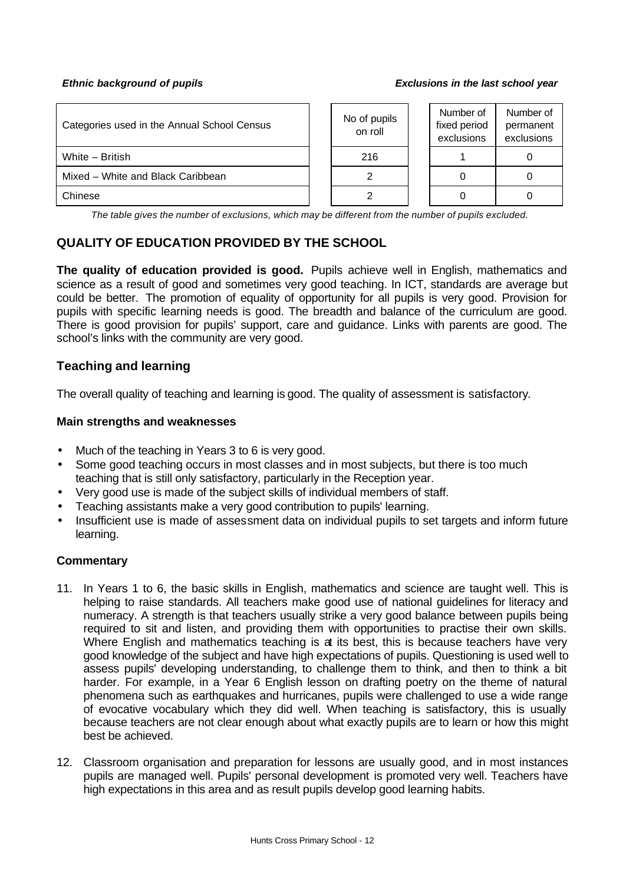***Ethnic background of pupils*** ***Exclusions in the last school year***

| Categories used in the Annual School Census | No of pupils on roll | Number of fixed period exclusions | Number of permanent exclusions |
|---|---|---|---|
| White – British | 216 | 1 | 0 |
| Mixed – White and Black Caribbean | 2 | 0 | 0 |
| Chinese | 2 | 0 | 0 |

*The table gives the number of exclusions, which may be different from the number of pupils excluded.*

## QUALITY OF EDUCATION PROVIDED BY THE SCHOOL

**The quality of education provided is good.** Pupils achieve well in English, mathematics and science as a result of good and sometimes very good teaching. In ICT, standards are average but could be better. The promotion of equality of opportunity for all pupils is very good. Provision for pupils with specific learning needs is good. The breadth and balance of the curriculum are good. There is good provision for pupils' support, care and guidance. Links with parents are good. The school's links with the community are very good.

### Teaching and learning

The overall quality of teaching and learning is good. The quality of assessment is satisfactory.

#### Main strengths and weaknesses

- Much of the teaching in Years 3 to 6 is very good.
- Some good teaching occurs in most classes and in most subjects, but there is too much teaching that is still only satisfactory, particularly in the Reception year.
- Very good use is made of the subject skills of individual members of staff.
- Teaching assistants make a very good contribution to pupils' learning.
- Insufficient use is made of assessment data on individual pupils to set targets and inform future learning.

#### Commentary

11. In Years 1 to 6, the basic skills in English, mathematics and science are taught well. This is helping to raise standards. All teachers make good use of national guidelines for literacy and numeracy. A strength is that teachers usually strike a very good balance between pupils being required to sit and listen, and providing them with opportunities to practise their own skills. Where English and mathematics teaching is at its best, this is because teachers have very good knowledge of the subject and have high expectations of pupils. Questioning is used well to assess pupils' developing understanding, to challenge them to think, and then to think a bit harder. For example, in a Year 6 English lesson on drafting poetry on the theme of natural phenomena such as earthquakes and hurricanes, pupils were challenged to use a wide range of evocative vocabulary which they did well. When teaching is satisfactory, this is usually because teachers are not clear enough about what exactly pupils are to learn or how this might best be achieved.

12. Classroom organisation and preparation for lessons are usually good, and in most instances pupils are managed well. Pupils' personal development is promoted very well. Teachers have high expectations in this area and as result pupils develop good learning habits.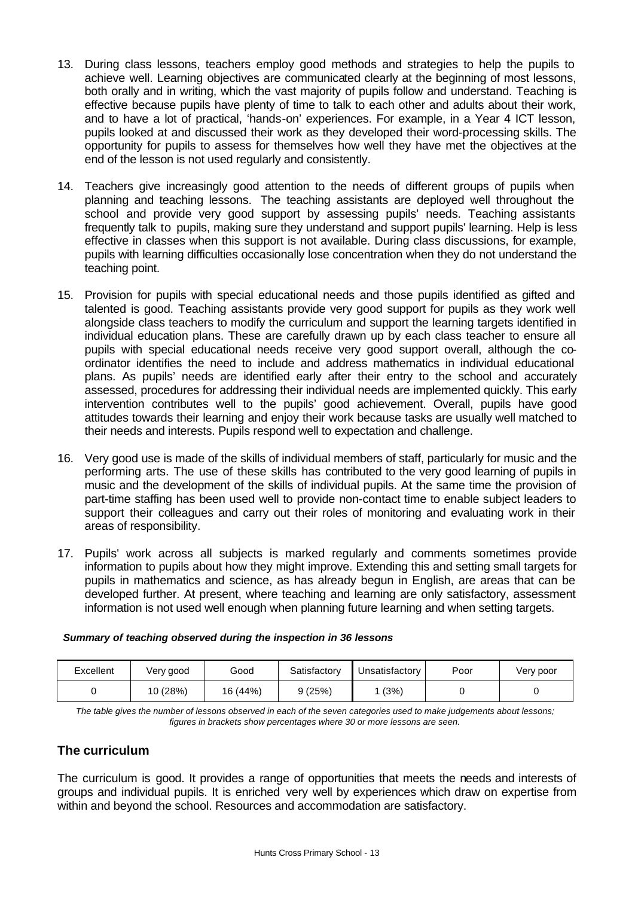13. During class lessons, teachers employ good methods and strategies to help the pupils to achieve well. Learning objectives are communicated clearly at the beginning of most lessons, both orally and in writing, which the vast majority of pupils follow and understand. Teaching is effective because pupils have plenty of time to talk to each other and adults about their work, and to have a lot of practical, 'hands-on' experiences. For example, in a Year 4 ICT lesson, pupils looked at and discussed their work as they developed their word-processing skills. The opportunity for pupils to assess for themselves how well they have met the objectives at the end of the lesson is not used regularly and consistently.

14. Teachers give increasingly good attention to the needs of different groups of pupils when planning and teaching lessons. The teaching assistants are deployed well throughout the school and provide very good support by assessing pupils' needs. Teaching assistants frequently talk to pupils, making sure they understand and support pupils' learning. Help is less effective in classes when this support is not available. During class discussions, for example, pupils with learning difficulties occasionally lose concentration when they do not understand the teaching point.

15. Provision for pupils with special educational needs and those pupils identified as gifted and talented is good. Teaching assistants provide very good support for pupils as they work well alongside class teachers to modify the curriculum and support the learning targets identified in individual education plans. These are carefully drawn up by each class teacher to ensure all pupils with special educational needs receive very good support overall, although the co-ordinator identifies the need to include and address mathematics in individual educational plans. As pupils' needs are identified early after their entry to the school and accurately assessed, procedures for addressing their individual needs are implemented quickly. This early intervention contributes well to the pupils' good achievement. Overall, pupils have good attitudes towards their learning and enjoy their work because tasks are usually well matched to their needs and interests. Pupils respond well to expectation and challenge.

16. Very good use is made of the skills of individual members of staff, particularly for music and the performing arts. The use of these skills has contributed to the very good learning of pupils in music and the development of the skills of individual pupils. At the same time the provision of part-time staffing has been used well to provide non-contact time to enable subject leaders to support their colleagues and carry out their roles of monitoring and evaluating work in their areas of responsibility.

17. Pupils' work across all subjects is marked regularly and comments sometimes provide information to pupils about how they might improve. Extending this and setting small targets for pupils in mathematics and science, as has already begun in English, are areas that can be developed further. At present, where teaching and learning are only satisfactory, assessment information is not used well enough when planning future learning and when setting targets.

***Summary of teaching observed during the inspection in 36 lessons***

| Excellent | Very good | Good | Satisfactory | Unsatisfactory | Poor | Very poor |
|---|---|---|---|---|---|---|
| 0 | 10 (28%) | 16 (44%) | 9 (25%) | 1 (3%) | 0 | 0 |

*The table gives the number of lessons observed in each of the seven categories used to make judgements about lessons; figures in brackets show percentages where 30 or more lessons are seen.*

## The curriculum

The curriculum is good. It provides a range of opportunities that meets the needs and interests of groups and individual pupils. It is enriched very well by experiences which draw on expertise from within and beyond the school. Resources and accommodation are satisfactory.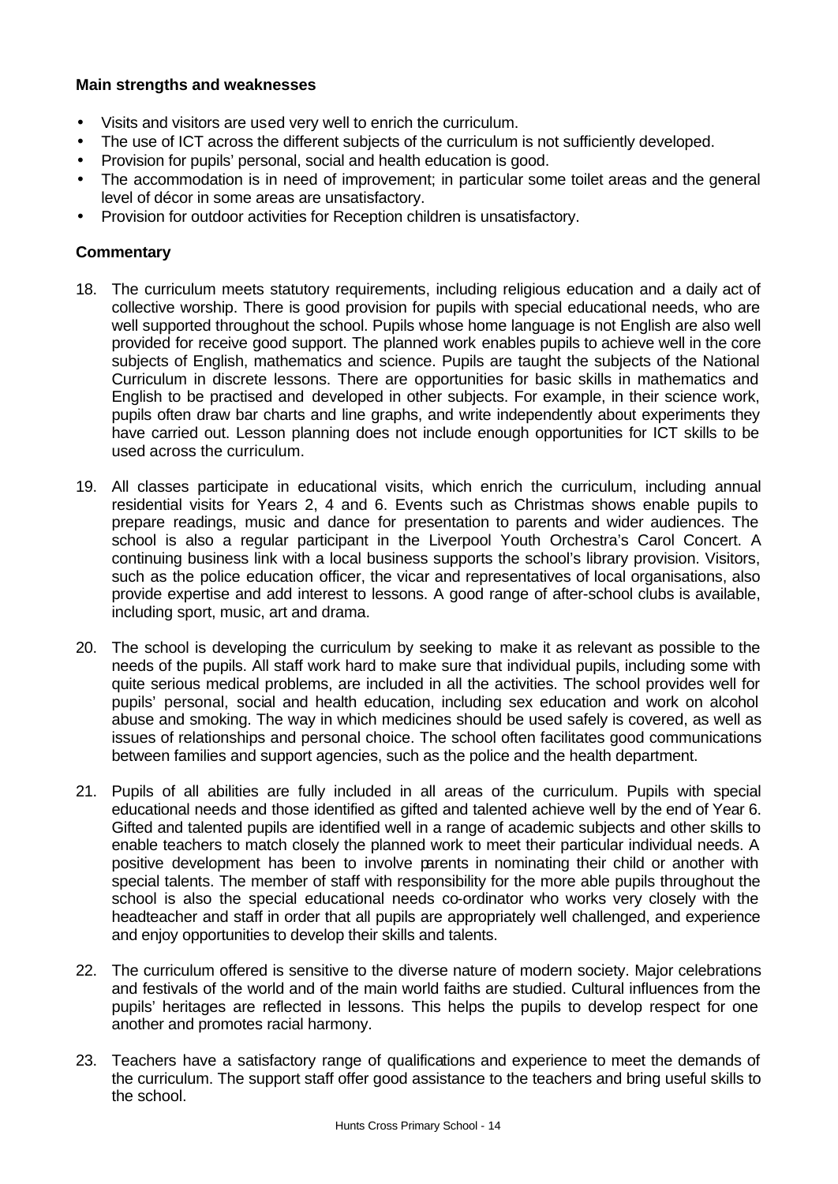**Main strengths and weaknesses**

- Visits and visitors are used very well to enrich the curriculum.
- The use of ICT across the different subjects of the curriculum is not sufficiently developed.
- Provision for pupils' personal, social and health education is good.
- The accommodation is in need of improvement; in particular some toilet areas and the general level of décor in some areas are unsatisfactory.
- Provision for outdoor activities for Reception children is unsatisfactory.

**Commentary**

18. The curriculum meets statutory requirements, including religious education and a daily act of collective worship. There is good provision for pupils with special educational needs, who are well supported throughout the school. Pupils whose home language is not English are also well provided for receive good support. The planned work enables pupils to achieve well in the core subjects of English, mathematics and science. Pupils are taught the subjects of the National Curriculum in discrete lessons. There are opportunities for basic skills in mathematics and English to be practised and developed in other subjects. For example, in their science work, pupils often draw bar charts and line graphs, and write independently about experiments they have carried out. Lesson planning does not include enough opportunities for ICT skills to be used across the curriculum.

19. All classes participate in educational visits, which enrich the curriculum, including annual residential visits for Years 2, 4 and 6. Events such as Christmas shows enable pupils to prepare readings, music and dance for presentation to parents and wider audiences. The school is also a regular participant in the Liverpool Youth Orchestra's Carol Concert. A continuing business link with a local business supports the school's library provision. Visitors, such as the police education officer, the vicar and representatives of local organisations, also provide expertise and add interest to lessons. A good range of after-school clubs is available, including sport, music, art and drama.

20. The school is developing the curriculum by seeking to make it as relevant as possible to the needs of the pupils. All staff work hard to make sure that individual pupils, including some with quite serious medical problems, are included in all the activities. The school provides well for pupils' personal, social and health education, including sex education and work on alcohol abuse and smoking. The way in which medicines should be used safely is covered, as well as issues of relationships and personal choice. The school often facilitates good communications between families and support agencies, such as the police and the health department.

21. Pupils of all abilities are fully included in all areas of the curriculum. Pupils with special educational needs and those identified as gifted and talented achieve well by the end of Year 6. Gifted and talented pupils are identified well in a range of academic subjects and other skills to enable teachers to match closely the planned work to meet their particular individual needs. A positive development has been to involve parents in nominating their child or another with special talents. The member of staff with responsibility for the more able pupils throughout the school is also the special educational needs co-ordinator who works very closely with the headteacher and staff in order that all pupils are appropriately well challenged, and experience and enjoy opportunities to develop their skills and talents.

22. The curriculum offered is sensitive to the diverse nature of modern society. Major celebrations and festivals of the world and of the main world faiths are studied. Cultural influences from the pupils' heritages are reflected in lessons. This helps the pupils to develop respect for one another and promotes racial harmony.

23. Teachers have a satisfactory range of qualifications and experience to meet the demands of the curriculum. The support staff offer good assistance to the teachers and bring useful skills to the school.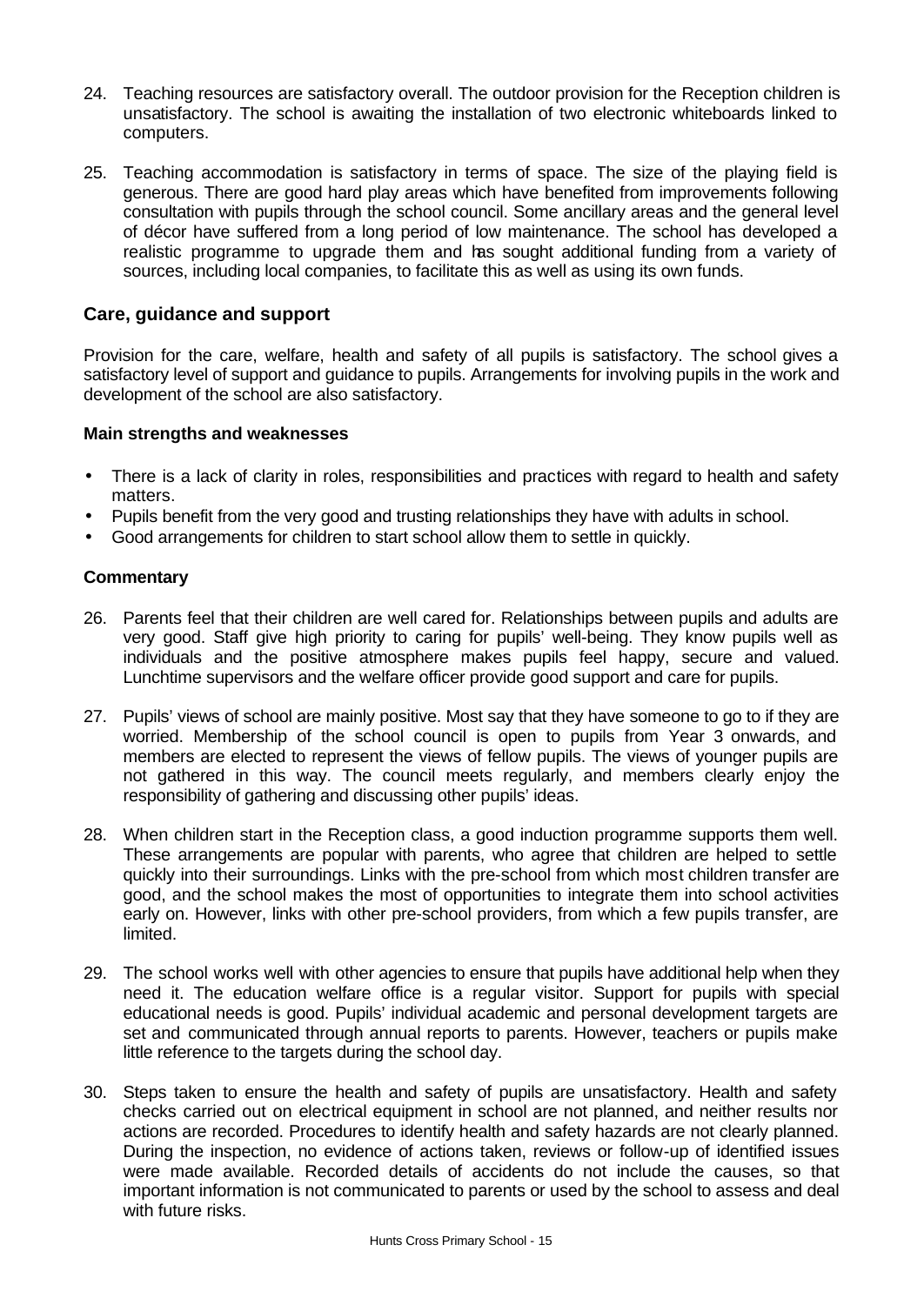24. Teaching resources are satisfactory overall. The outdoor provision for the Reception children is unsatisfactory. The school is awaiting the installation of two electronic whiteboards linked to computers.

25. Teaching accommodation is satisfactory in terms of space. The size of the playing field is generous. There are good hard play areas which have benefited from improvements following consultation with pupils through the school council. Some ancillary areas and the general level of décor have suffered from a long period of low maintenance. The school has developed a realistic programme to upgrade them and has sought additional funding from a variety of sources, including local companies, to facilitate this as well as using its own funds.

## Care, guidance and support

Provision for the care, welfare, health and safety of all pupils is satisfactory. The school gives a satisfactory level of support and guidance to pupils. Arrangements for involving pupils in the work and development of the school are also satisfactory.

### Main strengths and weaknesses

- There is a lack of clarity in roles, responsibilities and practices with regard to health and safety matters.
- Pupils benefit from the very good and trusting relationships they have with adults in school.
- Good arrangements for children to start school allow them to settle in quickly.

### Commentary

26. Parents feel that their children are well cared for. Relationships between pupils and adults are very good. Staff give high priority to caring for pupils' well-being. They know pupils well as individuals and the positive atmosphere makes pupils feel happy, secure and valued. Lunchtime supervisors and the welfare officer provide good support and care for pupils.

27. Pupils' views of school are mainly positive. Most say that they have someone to go to if they are worried. Membership of the school council is open to pupils from Year 3 onwards, and members are elected to represent the views of fellow pupils. The views of younger pupils are not gathered in this way. The council meets regularly, and members clearly enjoy the responsibility of gathering and discussing other pupils' ideas.

28. When children start in the Reception class, a good induction programme supports them well. These arrangements are popular with parents, who agree that children are helped to settle quickly into their surroundings. Links with the pre-school from which most children transfer are good, and the school makes the most of opportunities to integrate them into school activities early on. However, links with other pre-school providers, from which a few pupils transfer, are limited.

29. The school works well with other agencies to ensure that pupils have additional help when they need it. The education welfare office is a regular visitor. Support for pupils with special educational needs is good. Pupils' individual academic and personal development targets are set and communicated through annual reports to parents. However, teachers or pupils make little reference to the targets during the school day.

30. Steps taken to ensure the health and safety of pupils are unsatisfactory. Health and safety checks carried out on electrical equipment in school are not planned, and neither results nor actions are recorded. Procedures to identify health and safety hazards are not clearly planned. During the inspection, no evidence of actions taken, reviews or follow-up of identified issues were made available. Recorded details of accidents do not include the causes, so that important information is not communicated to parents or used by the school to assess and deal with future risks.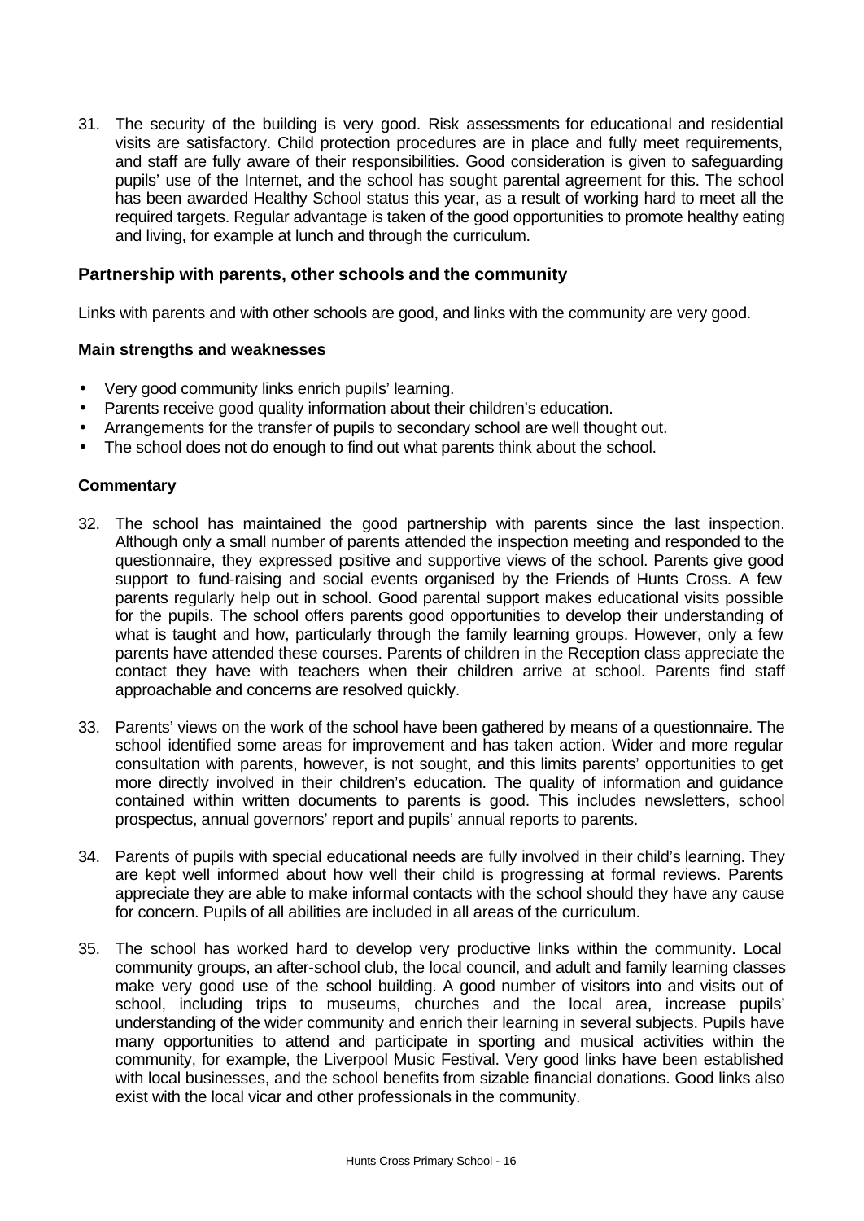31. The security of the building is very good. Risk assessments for educational and residential visits are satisfactory. Child protection procedures are in place and fully meet requirements, and staff are fully aware of their responsibilities. Good consideration is given to safeguarding pupils' use of the Internet, and the school has sought parental agreement for this. The school has been awarded Healthy School status this year, as a result of working hard to meet all the required targets. Regular advantage is taken of the good opportunities to promote healthy eating and living, for example at lunch and through the curriculum.

## Partnership with parents, other schools and the community

Links with parents and with other schools are good, and links with the community are very good.

### Main strengths and weaknesses

- Very good community links enrich pupils' learning.
- Parents receive good quality information about their children's education.
- Arrangements for the transfer of pupils to secondary school are well thought out.
- The school does not do enough to find out what parents think about the school.

### Commentary

32. The school has maintained the good partnership with parents since the last inspection. Although only a small number of parents attended the inspection meeting and responded to the questionnaire, they expressed positive and supportive views of the school. Parents give good support to fund-raising and social events organised by the Friends of Hunts Cross. A few parents regularly help out in school. Good parental support makes educational visits possible for the pupils. The school offers parents good opportunities to develop their understanding of what is taught and how, particularly through the family learning groups. However, only a few parents have attended these courses. Parents of children in the Reception class appreciate the contact they have with teachers when their children arrive at school. Parents find staff approachable and concerns are resolved quickly.

33. Parents' views on the work of the school have been gathered by means of a questionnaire. The school identified some areas for improvement and has taken action. Wider and more regular consultation with parents, however, is not sought, and this limits parents' opportunities to get more directly involved in their children's education. The quality of information and guidance contained within written documents to parents is good. This includes newsletters, school prospectus, annual governors' report and pupils' annual reports to parents.

34. Parents of pupils with special educational needs are fully involved in their child's learning. They are kept well informed about how well their child is progressing at formal reviews. Parents appreciate they are able to make informal contacts with the school should they have any cause for concern. Pupils of all abilities are included in all areas of the curriculum.

35. The school has worked hard to develop very productive links within the community. Local community groups, an after-school club, the local council, and adult and family learning classes make very good use of the school building. A good number of visitors into and visits out of school, including trips to museums, churches and the local area, increase pupils' understanding of the wider community and enrich their learning in several subjects. Pupils have many opportunities to attend and participate in sporting and musical activities within the community, for example, the Liverpool Music Festival. Very good links have been established with local businesses, and the school benefits from sizable financial donations. Good links also exist with the local vicar and other professionals in the community.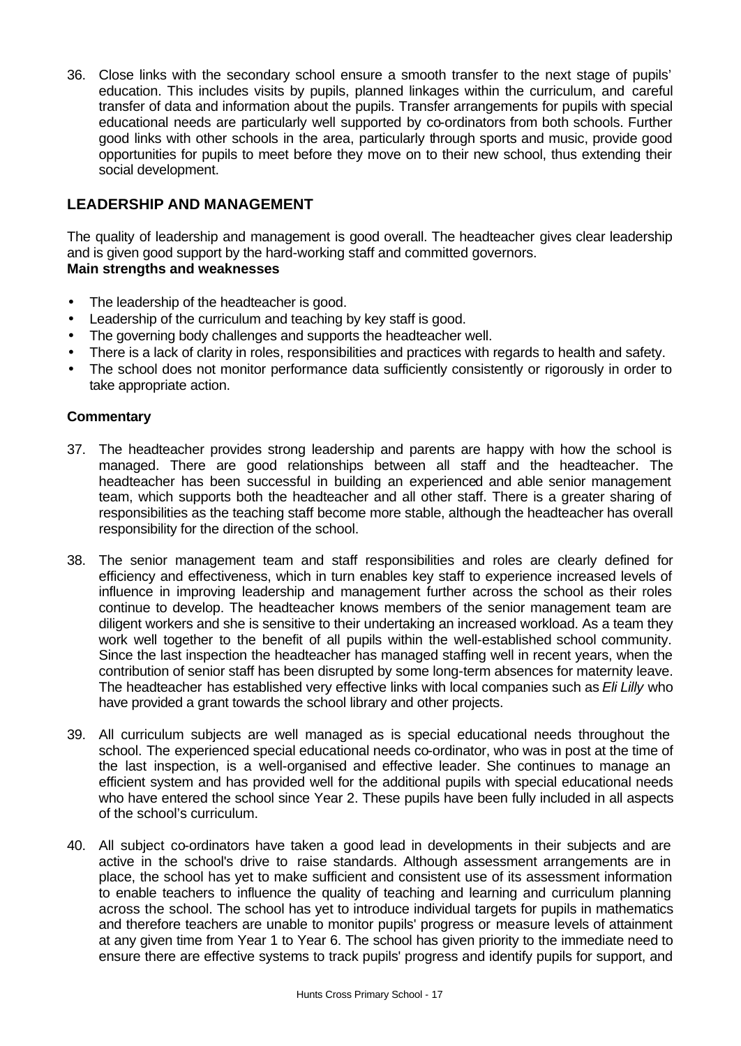36. Close links with the secondary school ensure a smooth transfer to the next stage of pupils' education. This includes visits by pupils, planned linkages within the curriculum, and careful transfer of data and information about the pupils. Transfer arrangements for pupils with special educational needs are particularly well supported by co-ordinators from both schools. Further good links with other schools in the area, particularly through sports and music, provide good opportunities for pupils to meet before they move on to their new school, thus extending their social development.

## LEADERSHIP AND MANAGEMENT

The quality of leadership and management is good overall. The headteacher gives clear leadership and is given good support by the hard-working staff and committed governors.

**Main strengths and weaknesses**

- The leadership of the headteacher is good.
- Leadership of the curriculum and teaching by key staff is good.
- The governing body challenges and supports the headteacher well.
- There is a lack of clarity in roles, responsibilities and practices with regards to health and safety.
- The school does not monitor performance data sufficiently consistently or rigorously in order to take appropriate action.

**Commentary**

37. The headteacher provides strong leadership and parents are happy with how the school is managed. There are good relationships between all staff and the headteacher. The headteacher has been successful in building an experienced and able senior management team, which supports both the headteacher and all other staff. There is a greater sharing of responsibilities as the teaching staff become more stable, although the headteacher has overall responsibility for the direction of the school.

38. The senior management team and staff responsibilities and roles are clearly defined for efficiency and effectiveness, which in turn enables key staff to experience increased levels of influence in improving leadership and management further across the school as their roles continue to develop. The headteacher knows members of the senior management team are diligent workers and she is sensitive to their undertaking an increased workload. As a team they work well together to the benefit of all pupils within the well-established school community. Since the last inspection the headteacher has managed staffing well in recent years, when the contribution of senior staff has been disrupted by some long-term absences for maternity leave. The headteacher has established very effective links with local companies such as *Eli Lilly* who have provided a grant towards the school library and other projects.

39. All curriculum subjects are well managed as is special educational needs throughout the school. The experienced special educational needs co-ordinator, who was in post at the time of the last inspection, is a well-organised and effective leader. She continues to manage an efficient system and has provided well for the additional pupils with special educational needs who have entered the school since Year 2. These pupils have been fully included in all aspects of the school's curriculum.

40. All subject co-ordinators have taken a good lead in developments in their subjects and are active in the school's drive to raise standards. Although assessment arrangements are in place, the school has yet to make sufficient and consistent use of its assessment information to enable teachers to influence the quality of teaching and learning and curriculum planning across the school. The school has yet to introduce individual targets for pupils in mathematics and therefore teachers are unable to monitor pupils' progress or measure levels of attainment at any given time from Year 1 to Year 6. The school has given priority to the immediate need to ensure there are effective systems to track pupils' progress and identify pupils for support, and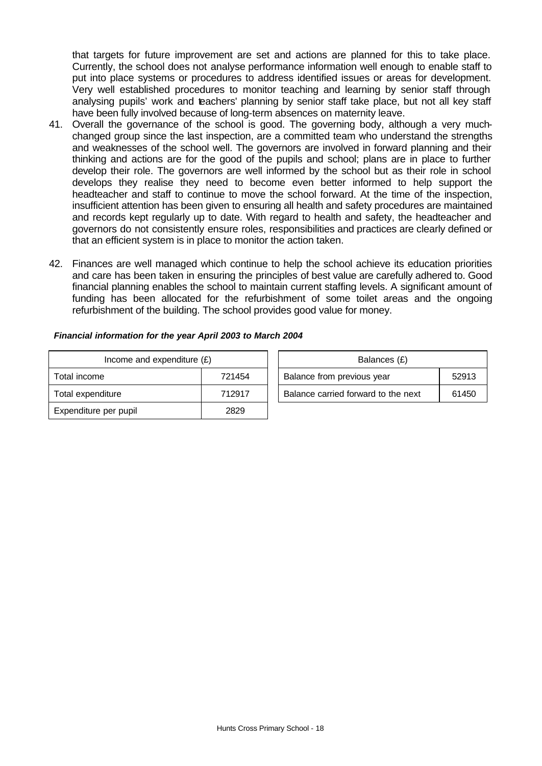that targets for future improvement are set and actions are planned for this to take place. Currently, the school does not analyse performance information well enough to enable staff to put into place systems or procedures to address identified issues or areas for development. Very well established procedures to monitor teaching and learning by senior staff through analysing pupils' work and teachers' planning by senior staff take place, but not all key staff have been fully involved because of long-term absences on maternity leave.

41. Overall the governance of the school is good. The governing body, although a very much-changed group since the last inspection, are a committed team who understand the strengths and weaknesses of the school well. The governors are involved in forward planning and their thinking and actions are for the good of the pupils and school; plans are in place to further develop their role. The governors are well informed by the school but as their role in school develops they realise they need to become even better informed to help support the headteacher and staff to continue to move the school forward. At the time of the inspection, insufficient attention has been given to ensuring all health and safety procedures are maintained and records kept regularly up to date. With regard to health and safety, the headteacher and governors do not consistently ensure roles, responsibilities and practices are clearly defined or that an efficient system is in place to monitor the action taken.

42. Finances are well managed which continue to help the school achieve its education priorities and care has been taken in ensuring the principles of best value are carefully adhered to. Good financial planning enables the school to maintain current staffing levels. A significant amount of funding has been allocated for the refurbishment of some toilet areas and the ongoing refurbishment of the building. The school provides good value for money.

***Financial information for the year April 2003 to March 2004***

| Income and expenditure (£) | |
|---|---|
| Total income | 721454 |
| Total expenditure | 712917 |
| Expenditure per pupil | 2829 |

| Balances (£) | |
|---|---|
| Balance from previous year | 52913 |
| Balance carried forward to the next | 61450 |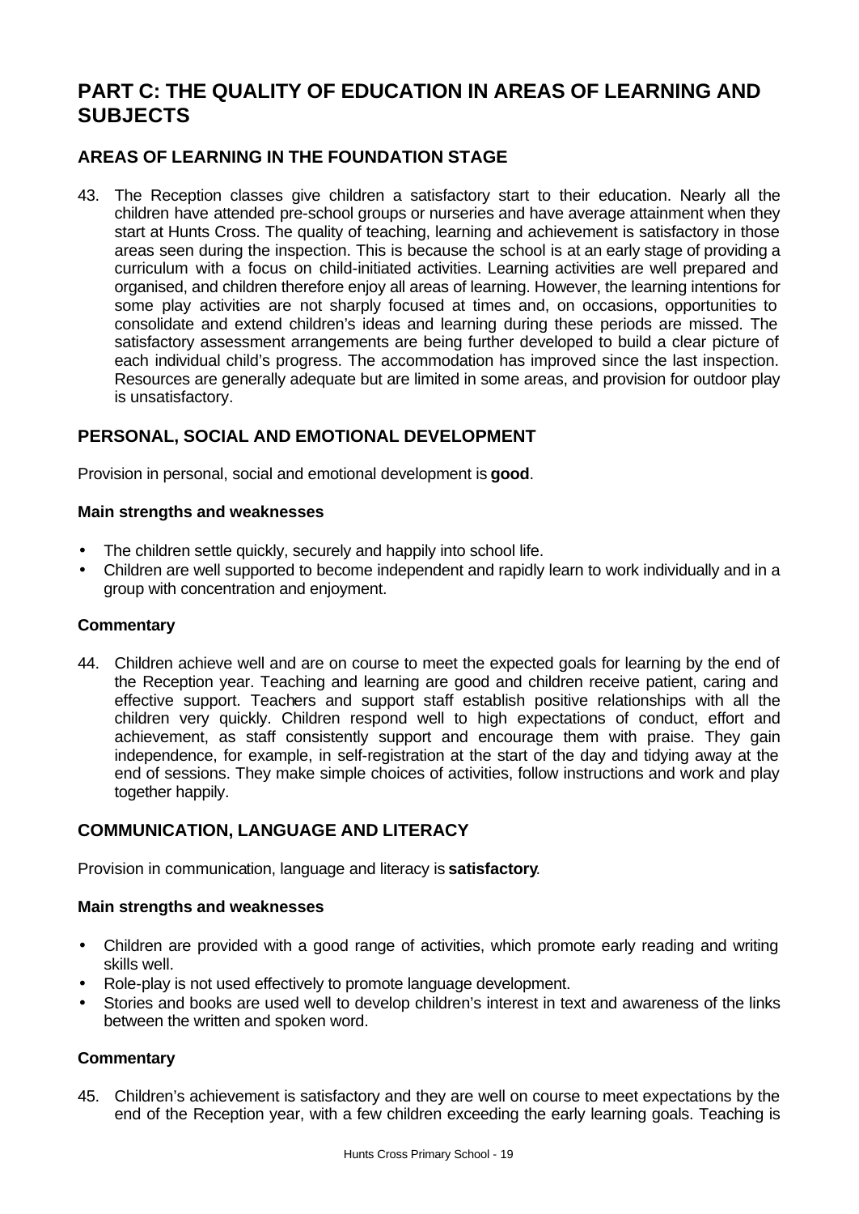# PART C: THE QUALITY OF EDUCATION IN AREAS OF LEARNING AND SUBJECTS

## AREAS OF LEARNING IN THE FOUNDATION STAGE

43. The Reception classes give children a satisfactory start to their education. Nearly all the children have attended pre-school groups or nurseries and have average attainment when they start at Hunts Cross. The quality of teaching, learning and achievement is satisfactory in those areas seen during the inspection. This is because the school is at an early stage of providing a curriculum with a focus on child-initiated activities. Learning activities are well prepared and organised, and children therefore enjoy all areas of learning. However, the learning intentions for some play activities are not sharply focused at times and, on occasions, opportunities to consolidate and extend children's ideas and learning during these periods are missed. The satisfactory assessment arrangements are being further developed to build a clear picture of each individual child's progress. The accommodation has improved since the last inspection. Resources are generally adequate but are limited in some areas, and provision for outdoor play is unsatisfactory.

## PERSONAL, SOCIAL AND EMOTIONAL DEVELOPMENT

Provision in personal, social and emotional development is **good**.

### Main strengths and weaknesses

- The children settle quickly, securely and happily into school life.
- Children are well supported to become independent and rapidly learn to work individually and in a group with concentration and enjoyment.

### Commentary

44. Children achieve well and are on course to meet the expected goals for learning by the end of the Reception year. Teaching and learning are good and children receive patient, caring and effective support. Teachers and support staff establish positive relationships with all the children very quickly. Children respond well to high expectations of conduct, effort and achievement, as staff consistently support and encourage them with praise. They gain independence, for example, in self-registration at the start of the day and tidying away at the end of sessions. They make simple choices of activities, follow instructions and work and play together happily.

## COMMUNICATION, LANGUAGE AND LITERACY

Provision in communication, language and literacy is **satisfactory**.

### Main strengths and weaknesses

- Children are provided with a good range of activities, which promote early reading and writing skills well.
- Role-play is not used effectively to promote language development.
- Stories and books are used well to develop children's interest in text and awareness of the links between the written and spoken word.

### Commentary

45. Children's achievement is satisfactory and they are well on course to meet expectations by the end of the Reception year, with a few children exceeding the early learning goals. Teaching is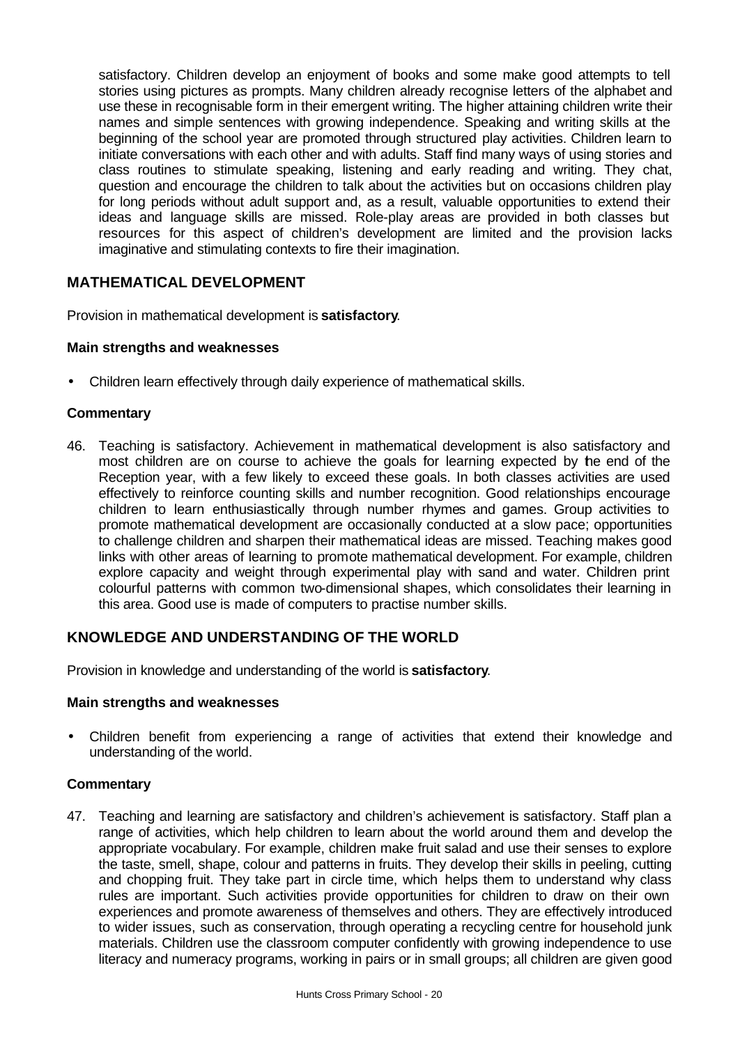satisfactory. Children develop an enjoyment of books and some make good attempts to tell stories using pictures as prompts. Many children already recognise letters of the alphabet and use these in recognisable form in their emergent writing. The higher attaining children write their names and simple sentences with growing independence. Speaking and writing skills at the beginning of the school year are promoted through structured play activities. Children learn to initiate conversations with each other and with adults. Staff find many ways of using stories and class routines to stimulate speaking, listening and early reading and writing. They chat, question and encourage the children to talk about the activities but on occasions children play for long periods without adult support and, as a result, valuable opportunities to extend their ideas and language skills are missed. Role-play areas are provided in both classes but resources for this aspect of children's development are limited and the provision lacks imaginative and stimulating contexts to fire their imagination.

## MATHEMATICAL DEVELOPMENT

Provision in mathematical development is **satisfactory**.

**Main strengths and weaknesses**

- Children learn effectively through daily experience of mathematical skills.

**Commentary**

46. Teaching is satisfactory. Achievement in mathematical development is also satisfactory and most children are on course to achieve the goals for learning expected by the end of the Reception year, with a few likely to exceed these goals. In both classes activities are used effectively to reinforce counting skills and number recognition. Good relationships encourage children to learn enthusiastically through number rhymes and games. Group activities to promote mathematical development are occasionally conducted at a slow pace; opportunities to challenge children and sharpen their mathematical ideas are missed. Teaching makes good links with other areas of learning to promote mathematical development. For example, children explore capacity and weight through experimental play with sand and water. Children print colourful patterns with common two-dimensional shapes, which consolidates their learning in this area. Good use is made of computers to practise number skills.

## KNOWLEDGE AND UNDERSTANDING OF THE WORLD

Provision in knowledge and understanding of the world is **satisfactory**.

**Main strengths and weaknesses**

- Children benefit from experiencing a range of activities that extend their knowledge and understanding of the world.

**Commentary**

47. Teaching and learning are satisfactory and children's achievement is satisfactory. Staff plan a range of activities, which help children to learn about the world around them and develop the appropriate vocabulary. For example, children make fruit salad and use their senses to explore the taste, smell, shape, colour and patterns in fruits. They develop their skills in peeling, cutting and chopping fruit. They take part in circle time, which helps them to understand why class rules are important. Such activities provide opportunities for children to draw on their own experiences and promote awareness of themselves and others. They are effectively introduced to wider issues, such as conservation, through operating a recycling centre for household junk materials. Children use the classroom computer confidently with growing independence to use literacy and numeracy programs, working in pairs or in small groups; all children are given good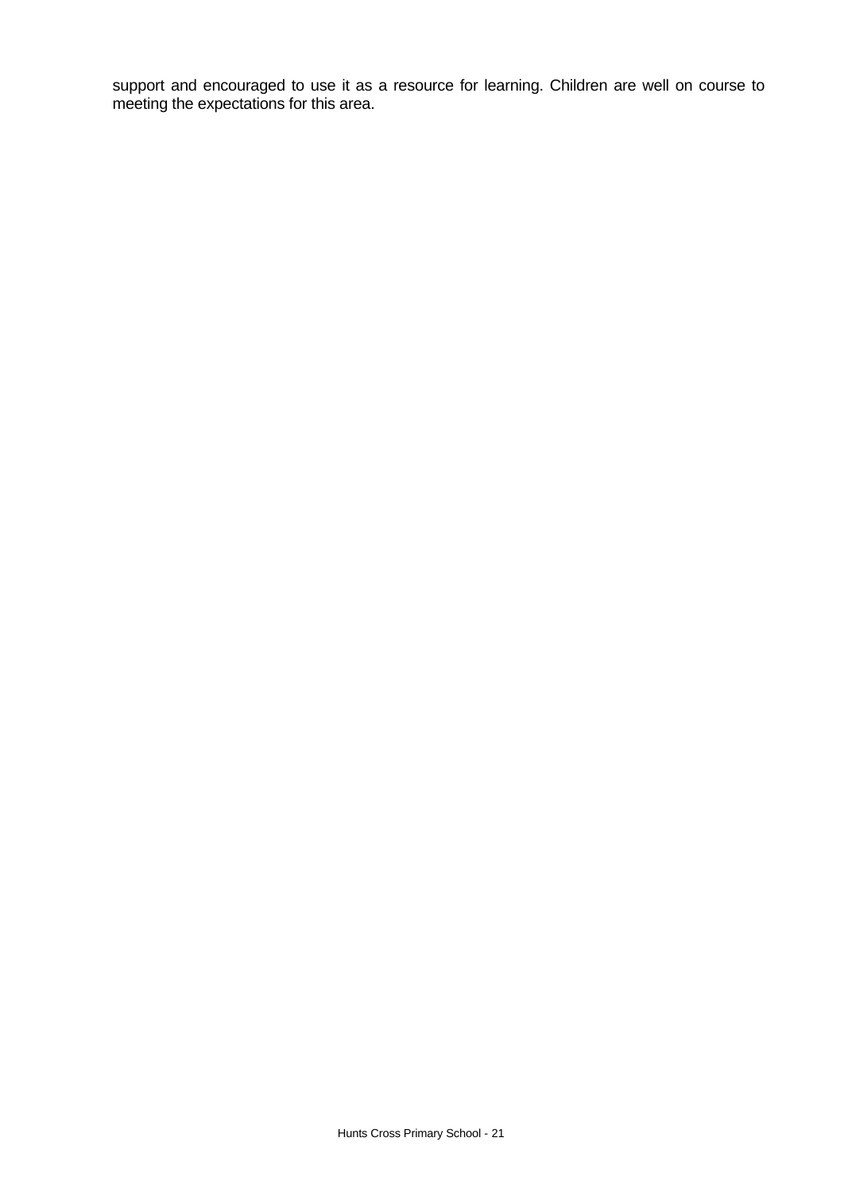support and encouraged to use it as a resource for learning. Children are well on course to meeting the expectations for this area.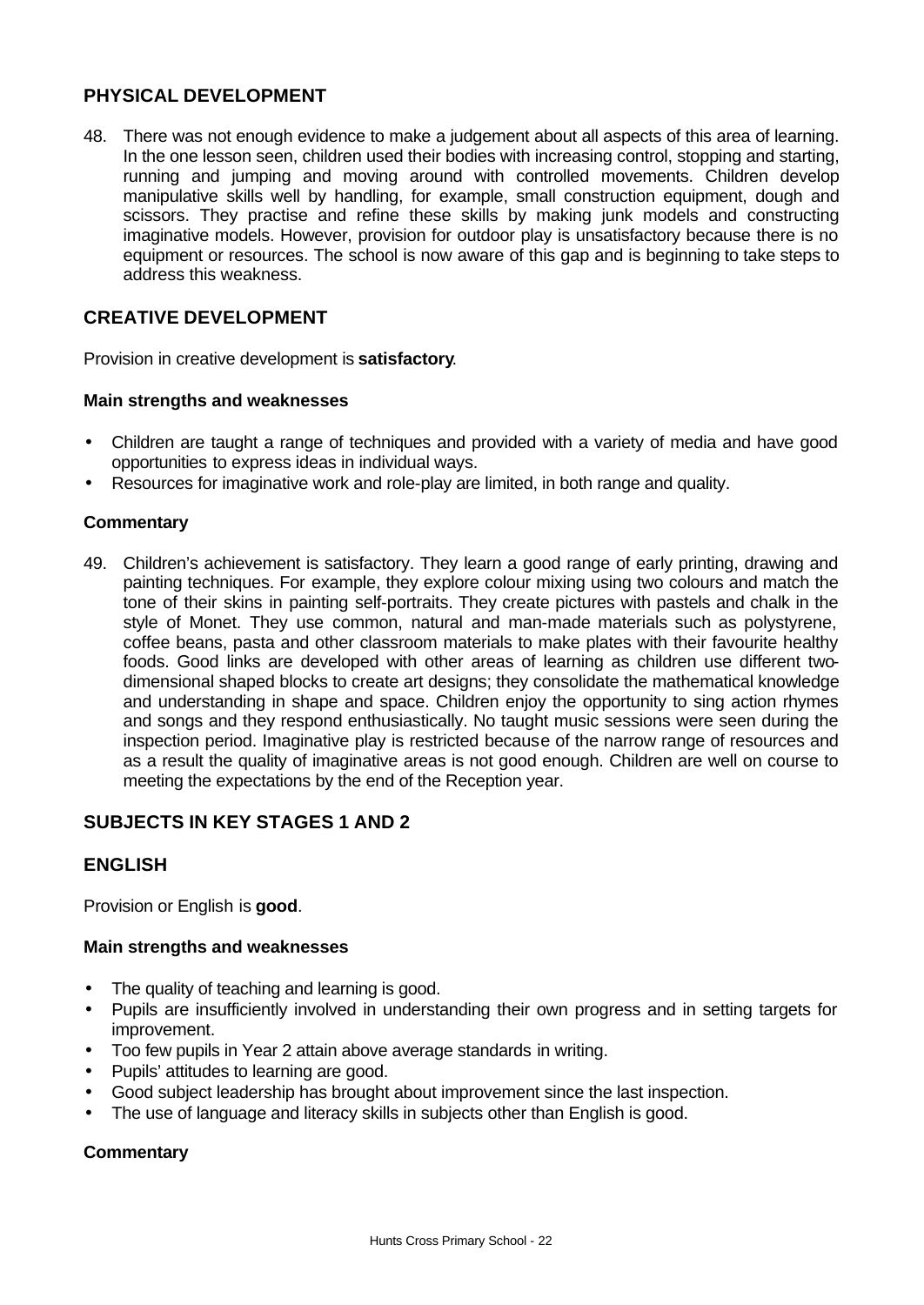## PHYSICAL DEVELOPMENT

48. There was not enough evidence to make a judgement about all aspects of this area of learning. In the one lesson seen, children used their bodies with increasing control, stopping and starting, running and jumping and moving around with controlled movements. Children develop manipulative skills well by handling, for example, small construction equipment, dough and scissors. They practise and refine these skills by making junk models and constructing imaginative models. However, provision for outdoor play is unsatisfactory because there is no equipment or resources. The school is now aware of this gap and is beginning to take steps to address this weakness.

## CREATIVE DEVELOPMENT

Provision in creative development is **satisfactory**.

### Main strengths and weaknesses

- Children are taught a range of techniques and provided with a variety of media and have good opportunities to express ideas in individual ways.
- Resources for imaginative work and role-play are limited, in both range and quality.

### Commentary

49. Children's achievement is satisfactory. They learn a good range of early printing, drawing and painting techniques. For example, they explore colour mixing using two colours and match the tone of their skins in painting self-portraits. They create pictures with pastels and chalk in the style of Monet. They use common, natural and man-made materials such as polystyrene, coffee beans, pasta and other classroom materials to make plates with their favourite healthy foods. Good links are developed with other areas of learning as children use different two-dimensional shaped blocks to create art designs; they consolidate the mathematical knowledge and understanding in shape and space. Children enjoy the opportunity to sing action rhymes and songs and they respond enthusiastically. No taught music sessions were seen during the inspection period. Imaginative play is restricted because of the narrow range of resources and as a result the quality of imaginative areas is not good enough. Children are well on course to meeting the expectations by the end of the Reception year.

## SUBJECTS IN KEY STAGES 1 AND 2

## ENGLISH

Provision or English is **good**.

### Main strengths and weaknesses

- The quality of teaching and learning is good.
- Pupils are insufficiently involved in understanding their own progress and in setting targets for improvement.
- Too few pupils in Year 2 attain above average standards in writing.
- Pupils' attitudes to learning are good.
- Good subject leadership has brought about improvement since the last inspection.
- The use of language and literacy skills in subjects other than English is good.

### Commentary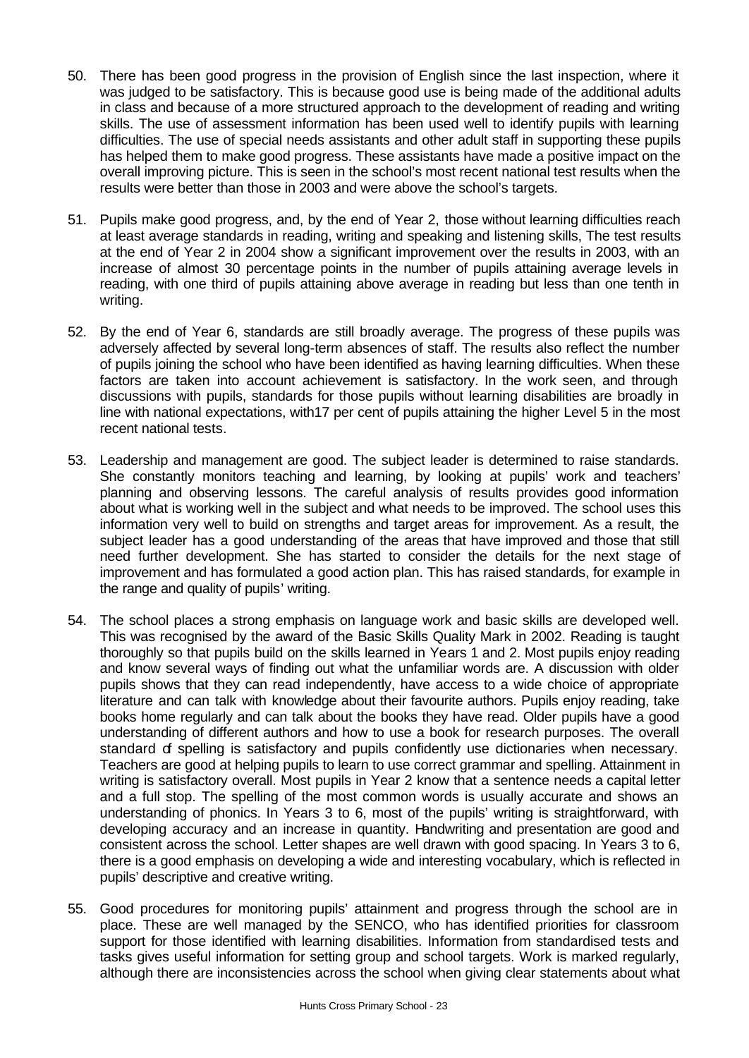50. There has been good progress in the provision of English since the last inspection, where it was judged to be satisfactory. This is because good use is being made of the additional adults in class and because of a more structured approach to the development of reading and writing skills. The use of assessment information has been used well to identify pupils with learning difficulties. The use of special needs assistants and other adult staff in supporting these pupils has helped them to make good progress. These assistants have made a positive impact on the overall improving picture. This is seen in the school's most recent national test results when the results were better than those in 2003 and were above the school's targets.

51. Pupils make good progress, and, by the end of Year 2, those without learning difficulties reach at least average standards in reading, writing and speaking and listening skills, The test results at the end of Year 2 in 2004 show a significant improvement over the results in 2003, with an increase of almost 30 percentage points in the number of pupils attaining average levels in reading, with one third of pupils attaining above average in reading but less than one tenth in writing.

52. By the end of Year 6, standards are still broadly average. The progress of these pupils was adversely affected by several long-term absences of staff. The results also reflect the number of pupils joining the school who have been identified as having learning difficulties. When these factors are taken into account achievement is satisfactory. In the work seen, and through discussions with pupils, standards for those pupils without learning disabilities are broadly in line with national expectations, with17 per cent of pupils attaining the higher Level 5 in the most recent national tests.

53. Leadership and management are good. The subject leader is determined to raise standards. She constantly monitors teaching and learning, by looking at pupils' work and teachers' planning and observing lessons. The careful analysis of results provides good information about what is working well in the subject and what needs to be improved. The school uses this information very well to build on strengths and target areas for improvement. As a result, the subject leader has a good understanding of the areas that have improved and those that still need further development. She has started to consider the details for the next stage of improvement and has formulated a good action plan. This has raised standards, for example in the range and quality of pupils' writing.

54. The school places a strong emphasis on language work and basic skills are developed well. This was recognised by the award of the Basic Skills Quality Mark in 2002. Reading is taught thoroughly so that pupils build on the skills learned in Years 1 and 2. Most pupils enjoy reading and know several ways of finding out what the unfamiliar words are. A discussion with older pupils shows that they can read independently, have access to a wide choice of appropriate literature and can talk with knowledge about their favourite authors. Pupils enjoy reading, take books home regularly and can talk about the books they have read. Older pupils have a good understanding of different authors and how to use a book for research purposes. The overall standard of spelling is satisfactory and pupils confidently use dictionaries when necessary. Teachers are good at helping pupils to learn to use correct grammar and spelling. Attainment in writing is satisfactory overall. Most pupils in Year 2 know that a sentence needs a capital letter and a full stop. The spelling of the most common words is usually accurate and shows an understanding of phonics. In Years 3 to 6, most of the pupils' writing is straightforward, with developing accuracy and an increase in quantity. Handwriting and presentation are good and consistent across the school. Letter shapes are well drawn with good spacing. In Years 3 to 6, there is a good emphasis on developing a wide and interesting vocabulary, which is reflected in pupils' descriptive and creative writing.

55. Good procedures for monitoring pupils' attainment and progress through the school are in place. These are well managed by the SENCO, who has identified priorities for classroom support for those identified with learning disabilities. Information from standardised tests and tasks gives useful information for setting group and school targets. Work is marked regularly, although there are inconsistencies across the school when giving clear statements about what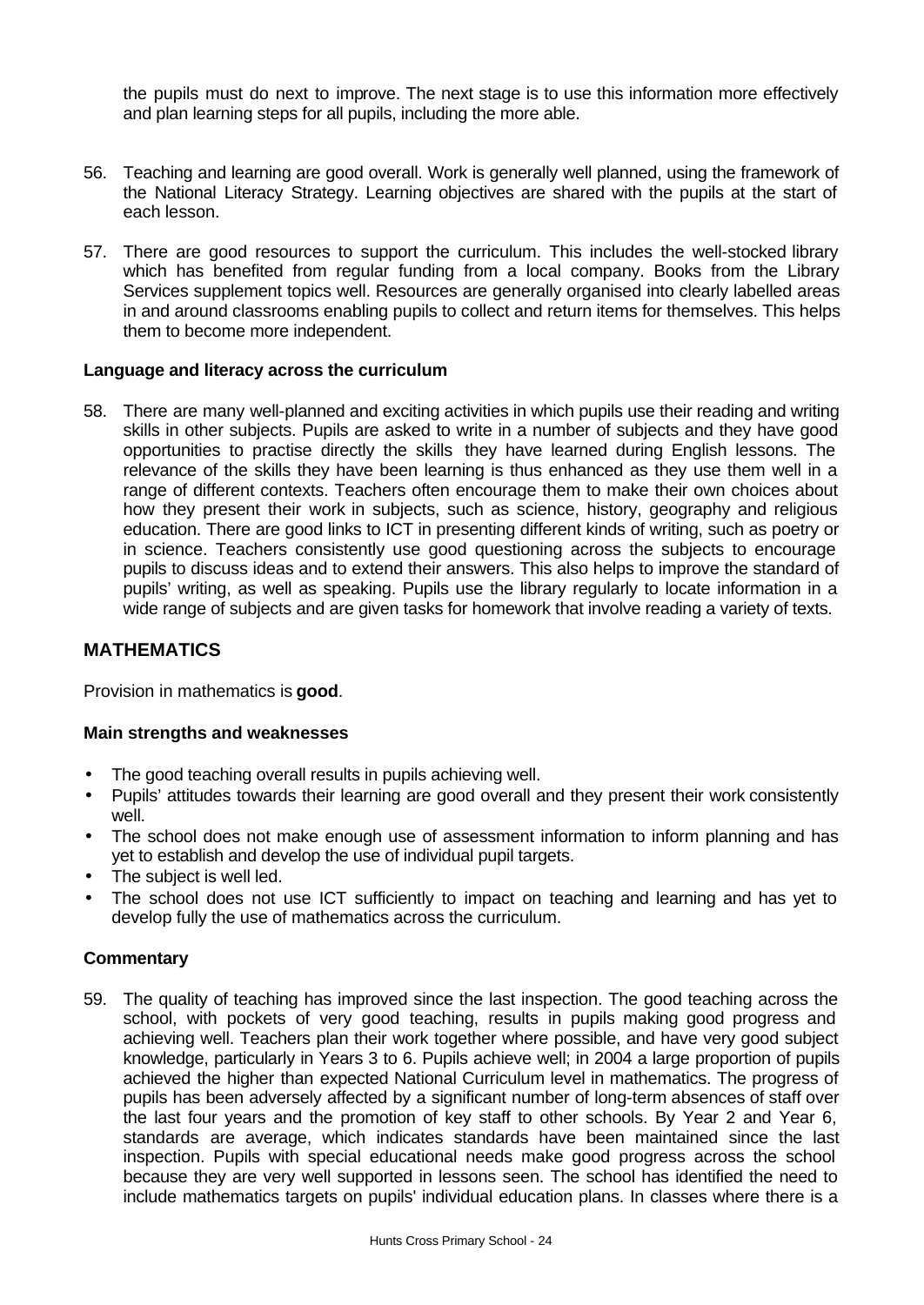the pupils must do next to improve. The next stage is to use this information more effectively and plan learning steps for all pupils, including the more able.

56. Teaching and learning are good overall. Work is generally well planned, using the framework of the National Literacy Strategy. Learning objectives are shared with the pupils at the start of each lesson.

57. There are good resources to support the curriculum. This includes the well-stocked library which has benefited from regular funding from a local company. Books from the Library Services supplement topics well. Resources are generally organised into clearly labelled areas in and around classrooms enabling pupils to collect and return items for themselves. This helps them to become more independent.

**Language and literacy across the curriculum**

58. There are many well-planned and exciting activities in which pupils use their reading and writing skills in other subjects. Pupils are asked to write in a number of subjects and they have good opportunities to practise directly the skills they have learned during English lessons. The relevance of the skills they have been learning is thus enhanced as they use them well in a range of different contexts. Teachers often encourage them to make their own choices about how they present their work in subjects, such as science, history, geography and religious education. There are good links to ICT in presenting different kinds of writing, such as poetry or in science. Teachers consistently use good questioning across the subjects to encourage pupils to discuss ideas and to extend their answers. This also helps to improve the standard of pupils' writing, as well as speaking. Pupils use the library regularly to locate information in a wide range of subjects and are given tasks for homework that involve reading a variety of texts.

## MATHEMATICS

Provision in mathematics is **good**.

**Main strengths and weaknesses**

- The good teaching overall results in pupils achieving well.
- Pupils' attitudes towards their learning are good overall and they present their work consistently well.
- The school does not make enough use of assessment information to inform planning and has yet to establish and develop the use of individual pupil targets.
- The subject is well led.
- The school does not use ICT sufficiently to impact on teaching and learning and has yet to develop fully the use of mathematics across the curriculum.

**Commentary**

59. The quality of teaching has improved since the last inspection. The good teaching across the school, with pockets of very good teaching, results in pupils making good progress and achieving well. Teachers plan their work together where possible, and have very good subject knowledge, particularly in Years 3 to 6. Pupils achieve well; in 2004 a large proportion of pupils achieved the higher than expected National Curriculum level in mathematics. The progress of pupils has been adversely affected by a significant number of long-term absences of staff over the last four years and the promotion of key staff to other schools. By Year 2 and Year 6, standards are average, which indicates standards have been maintained since the last inspection. Pupils with special educational needs make good progress across the school because they are very well supported in lessons seen. The school has identified the need to include mathematics targets on pupils' individual education plans. In classes where there is a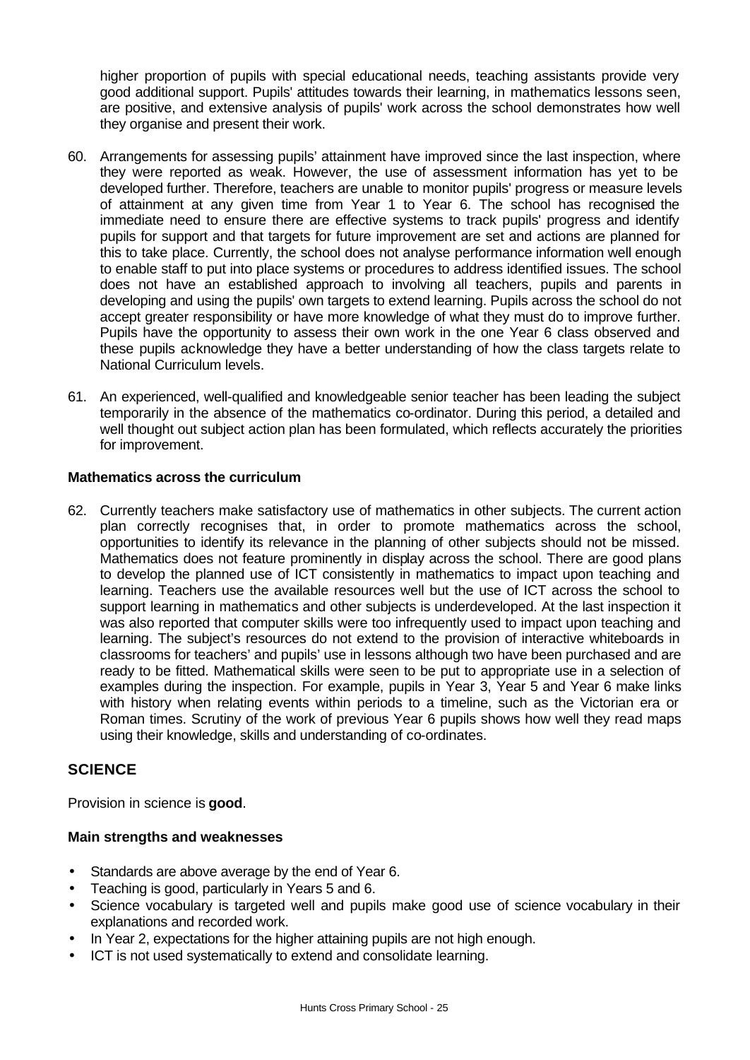higher proportion of pupils with special educational needs, teaching assistants provide very good additional support. Pupils' attitudes towards their learning, in mathematics lessons seen, are positive, and extensive analysis of pupils' work across the school demonstrates how well they organise and present their work.

60. Arrangements for assessing pupils' attainment have improved since the last inspection, where they were reported as weak. However, the use of assessment information has yet to be developed further. Therefore, teachers are unable to monitor pupils' progress or measure levels of attainment at any given time from Year 1 to Year 6. The school has recognised the immediate need to ensure there are effective systems to track pupils' progress and identify pupils for support and that targets for future improvement are set and actions are planned for this to take place. Currently, the school does not analyse performance information well enough to enable staff to put into place systems or procedures to address identified issues. The school does not have an established approach to involving all teachers, pupils and parents in developing and using the pupils' own targets to extend learning. Pupils across the school do not accept greater responsibility or have more knowledge of what they must do to improve further. Pupils have the opportunity to assess their own work in the one Year 6 class observed and these pupils acknowledge they have a better understanding of how the class targets relate to National Curriculum levels.

61. An experienced, well-qualified and knowledgeable senior teacher has been leading the subject temporarily in the absence of the mathematics co-ordinator. During this period, a detailed and well thought out subject action plan has been formulated, which reflects accurately the priorities for improvement.

**Mathematics across the curriculum**

62. Currently teachers make satisfactory use of mathematics in other subjects. The current action plan correctly recognises that, in order to promote mathematics across the school, opportunities to identify its relevance in the planning of other subjects should not be missed. Mathematics does not feature prominently in display across the school. There are good plans to develop the planned use of ICT consistently in mathematics to impact upon teaching and learning. Teachers use the available resources well but the use of ICT across the school to support learning in mathematics and other subjects is underdeveloped. At the last inspection it was also reported that computer skills were too infrequently used to impact upon teaching and learning. The subject's resources do not extend to the provision of interactive whiteboards in classrooms for teachers' and pupils' use in lessons although two have been purchased and are ready to be fitted. Mathematical skills were seen to be put to appropriate use in a selection of examples during the inspection. For example, pupils in Year 3, Year 5 and Year 6 make links with history when relating events within periods to a timeline, such as the Victorian era or Roman times. Scrutiny of the work of previous Year 6 pupils shows how well they read maps using their knowledge, skills and understanding of co-ordinates.

## SCIENCE

Provision in science is **good**.

**Main strengths and weaknesses**

- Standards are above average by the end of Year 6.
- Teaching is good, particularly in Years 5 and 6.
- Science vocabulary is targeted well and pupils make good use of science vocabulary in their explanations and recorded work.
- In Year 2, expectations for the higher attaining pupils are not high enough.
- ICT is not used systematically to extend and consolidate learning.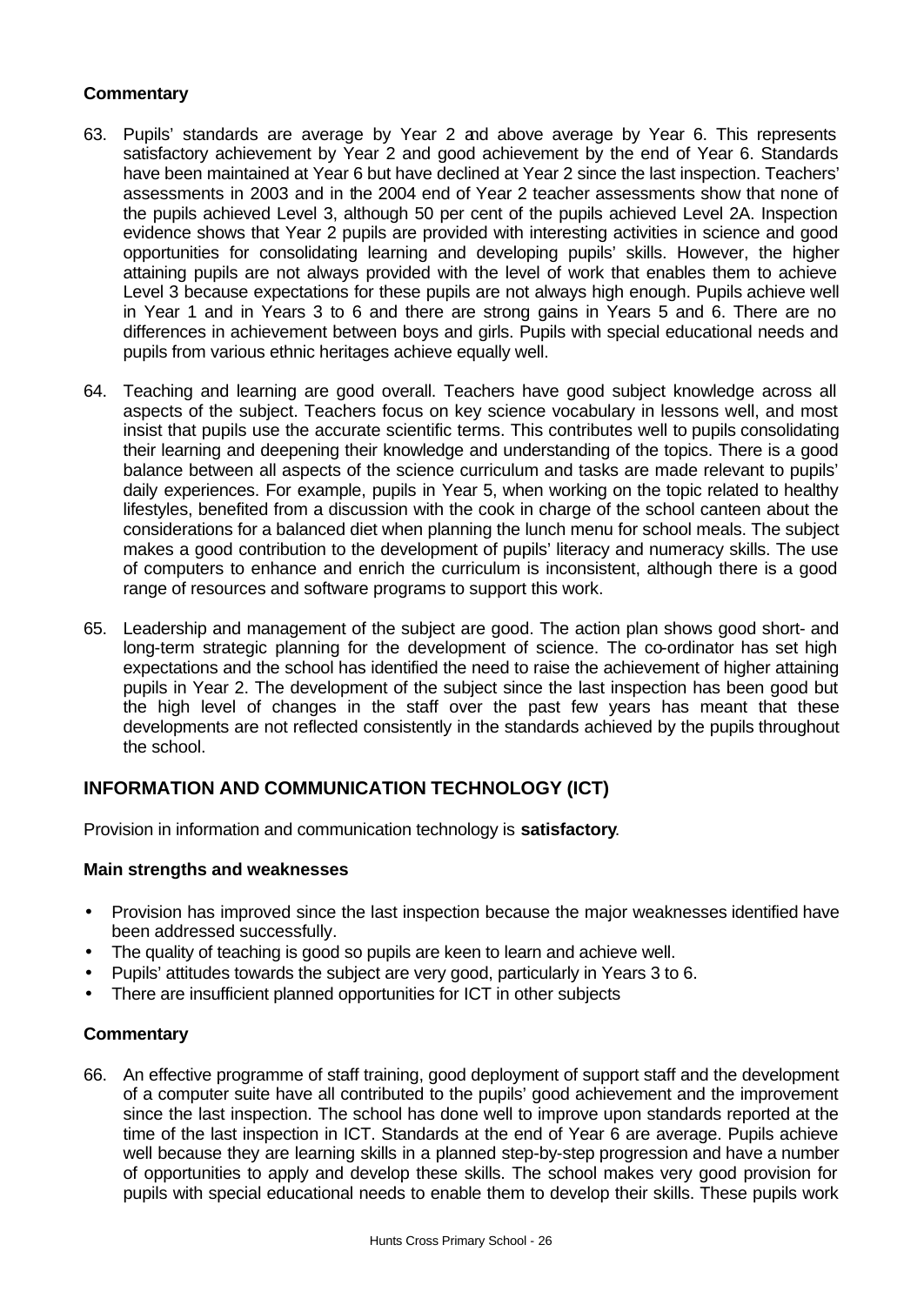**Commentary**

63. Pupils' standards are average by Year 2 and above average by Year 6. This represents satisfactory achievement by Year 2 and good achievement by the end of Year 6. Standards have been maintained at Year 6 but have declined at Year 2 since the last inspection. Teachers' assessments in 2003 and in the 2004 end of Year 2 teacher assessments show that none of the pupils achieved Level 3, although 50 per cent of the pupils achieved Level 2A. Inspection evidence shows that Year 2 pupils are provided with interesting activities in science and good opportunities for consolidating learning and developing pupils' skills. However, the higher attaining pupils are not always provided with the level of work that enables them to achieve Level 3 because expectations for these pupils are not always high enough. Pupils achieve well in Year 1 and in Years 3 to 6 and there are strong gains in Years 5 and 6. There are no differences in achievement between boys and girls. Pupils with special educational needs and pupils from various ethnic heritages achieve equally well.

64. Teaching and learning are good overall. Teachers have good subject knowledge across all aspects of the subject. Teachers focus on key science vocabulary in lessons well, and most insist that pupils use the accurate scientific terms. This contributes well to pupils consolidating their learning and deepening their knowledge and understanding of the topics. There is a good balance between all aspects of the science curriculum and tasks are made relevant to pupils' daily experiences. For example, pupils in Year 5, when working on the topic related to healthy lifestyles, benefited from a discussion with the cook in charge of the school canteen about the considerations for a balanced diet when planning the lunch menu for school meals. The subject makes a good contribution to the development of pupils' literacy and numeracy skills. The use of computers to enhance and enrich the curriculum is inconsistent, although there is a good range of resources and software programs to support this work.

65. Leadership and management of the subject are good. The action plan shows good short- and long-term strategic planning for the development of science. The co-ordinator has set high expectations and the school has identified the need to raise the achievement of higher attaining pupils in Year 2. The development of the subject since the last inspection has been good but the high level of changes in the staff over the past few years has meant that these developments are not reflected consistently in the standards achieved by the pupils throughout the school.

## INFORMATION AND COMMUNICATION TECHNOLOGY (ICT)

Provision in information and communication technology is **satisfactory**.

**Main strengths and weaknesses**

- Provision has improved since the last inspection because the major weaknesses identified have been addressed successfully.
- The quality of teaching is good so pupils are keen to learn and achieve well.
- Pupils' attitudes towards the subject are very good, particularly in Years 3 to 6.
- There are insufficient planned opportunities for ICT in other subjects

**Commentary**

66. An effective programme of staff training, good deployment of support staff and the development of a computer suite have all contributed to the pupils' good achievement and the improvement since the last inspection. The school has done well to improve upon standards reported at the time of the last inspection in ICT. Standards at the end of Year 6 are average. Pupils achieve well because they are learning skills in a planned step-by-step progression and have a number of opportunities to apply and develop these skills. The school makes very good provision for pupils with special educational needs to enable them to develop their skills. These pupils work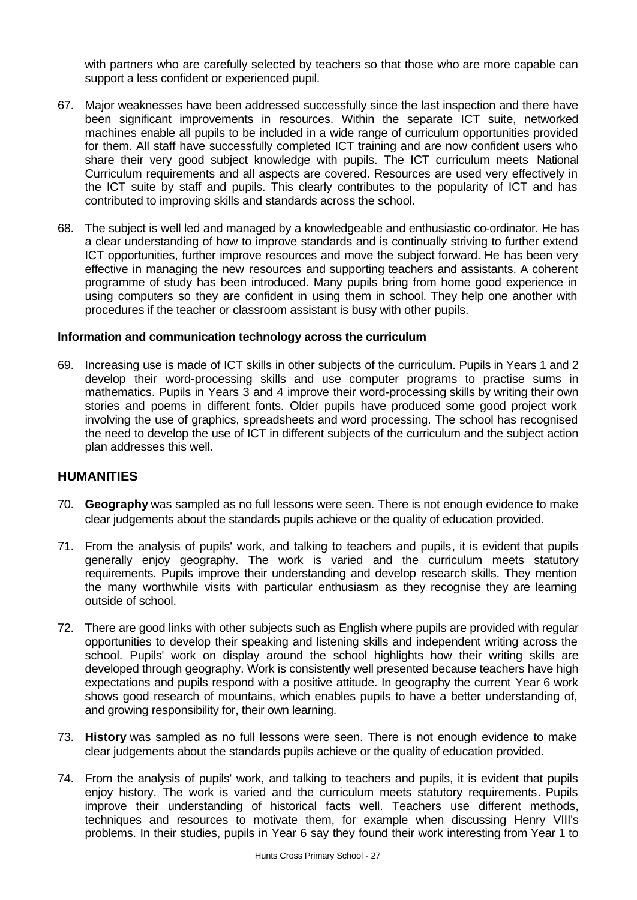with partners who are carefully selected by teachers so that those who are more capable can support a less confident or experienced pupil.

67. Major weaknesses have been addressed successfully since the last inspection and there have been significant improvements in resources. Within the separate ICT suite, networked machines enable all pupils to be included in a wide range of curriculum opportunities provided for them. All staff have successfully completed ICT training and are now confident users who share their very good subject knowledge with pupils. The ICT curriculum meets National Curriculum requirements and all aspects are covered. Resources are used very effectively in the ICT suite by staff and pupils. This clearly contributes to the popularity of ICT and has contributed to improving skills and standards across the school.

68. The subject is well led and managed by a knowledgeable and enthusiastic co-ordinator. He has a clear understanding of how to improve standards and is continually striving to further extend ICT opportunities, further improve resources and move the subject forward. He has been very effective in managing the new resources and supporting teachers and assistants. A coherent programme of study has been introduced. Many pupils bring from home good experience in using computers so they are confident in using them in school. They help one another with procedures if the teacher or classroom assistant is busy with other pupils.

**Information and communication technology across the curriculum**

69. Increasing use is made of ICT skills in other subjects of the curriculum. Pupils in Years 1 and 2 develop their word-processing skills and use computer programs to practise sums in mathematics. Pupils in Years 3 and 4 improve their word-processing skills by writing their own stories and poems in different fonts. Older pupils have produced some good project work involving the use of graphics, spreadsheets and word processing. The school has recognised the need to develop the use of ICT in different subjects of the curriculum and the subject action plan addresses this well.

## HUMANITIES

70. **Geography** was sampled as no full lessons were seen. There is not enough evidence to make clear judgements about the standards pupils achieve or the quality of education provided.

71. From the analysis of pupils' work, and talking to teachers and pupils, it is evident that pupils generally enjoy geography. The work is varied and the curriculum meets statutory requirements. Pupils improve their understanding and develop research skills. They mention the many worthwhile visits with particular enthusiasm as they recognise they are learning outside of school.

72. There are good links with other subjects such as English where pupils are provided with regular opportunities to develop their speaking and listening skills and independent writing across the school. Pupils' work on display around the school highlights how their writing skills are developed through geography. Work is consistently well presented because teachers have high expectations and pupils respond with a positive attitude. In geography the current Year 6 work shows good research of mountains, which enables pupils to have a better understanding of, and growing responsibility for, their own learning.

73. **History** was sampled as no full lessons were seen. There is not enough evidence to make clear judgements about the standards pupils achieve or the quality of education provided.

74. From the analysis of pupils' work, and talking to teachers and pupils, it is evident that pupils enjoy history. The work is varied and the curriculum meets statutory requirements. Pupils improve their understanding of historical facts well. Teachers use different methods, techniques and resources to motivate them, for example when discussing Henry VIII's problems. In their studies, pupils in Year 6 say they found their work interesting from Year 1 to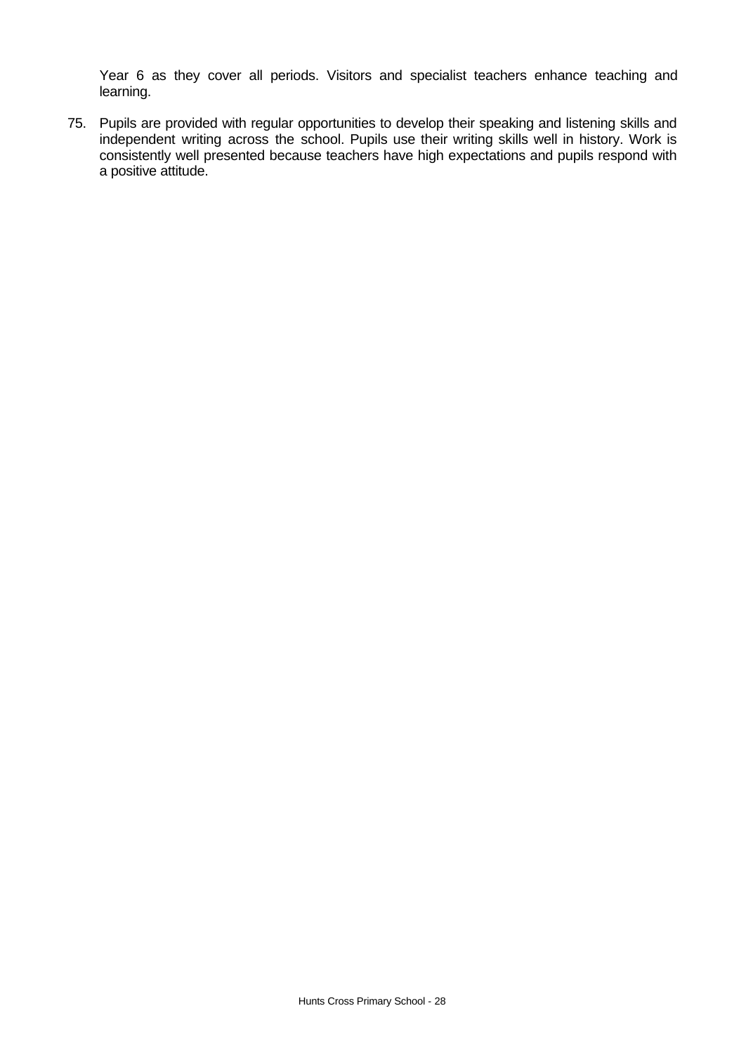Year 6 as they cover all periods. Visitors and specialist teachers enhance teaching and learning.

75. Pupils are provided with regular opportunities to develop their speaking and listening skills and independent writing across the school. Pupils use their writing skills well in history. Work is consistently well presented because teachers have high expectations and pupils respond with a positive attitude.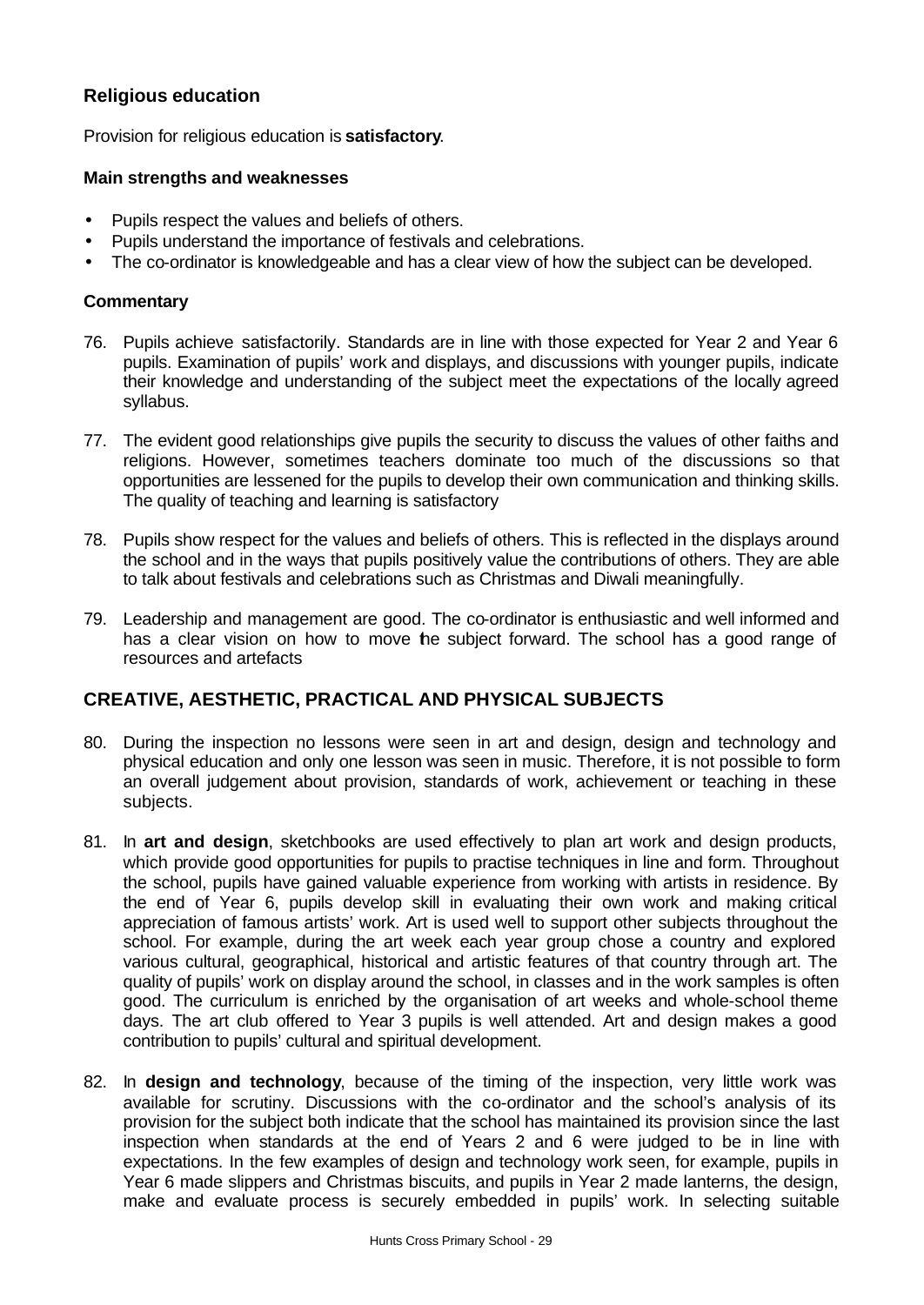### Religious education

Provision for religious education is **satisfactory**.

#### Main strengths and weaknesses

- Pupils respect the values and beliefs of others.
- Pupils understand the importance of festivals and celebrations.
- The co-ordinator is knowledgeable and has a clear view of how the subject can be developed.

#### Commentary

76. Pupils achieve satisfactorily. Standards are in line with those expected for Year 2 and Year 6 pupils. Examination of pupils' work and displays, and discussions with younger pupils, indicate their knowledge and understanding of the subject meet the expectations of the locally agreed syllabus.

77. The evident good relationships give pupils the security to discuss the values of other faiths and religions. However, sometimes teachers dominate too much of the discussions so that opportunities are lessened for the pupils to develop their own communication and thinking skills. The quality of teaching and learning is satisfactory

78. Pupils show respect for the values and beliefs of others. This is reflected in the displays around the school and in the ways that pupils positively value the contributions of others. They are able to talk about festivals and celebrations such as Christmas and Diwali meaningfully.

79. Leadership and management are good. The co-ordinator is enthusiastic and well informed and has a clear vision on how to move the subject forward. The school has a good range of resources and artefacts

## CREATIVE, AESTHETIC, PRACTICAL AND PHYSICAL SUBJECTS

80. During the inspection no lessons were seen in art and design, design and technology and physical education and only one lesson was seen in music. Therefore, it is not possible to form an overall judgement about provision, standards of work, achievement or teaching in these subjects.

81. In **art and design**, sketchbooks are used effectively to plan art work and design products, which provide good opportunities for pupils to practise techniques in line and form. Throughout the school, pupils have gained valuable experience from working with artists in residence. By the end of Year 6, pupils develop skill in evaluating their own work and making critical appreciation of famous artists' work. Art is used well to support other subjects throughout the school. For example, during the art week each year group chose a country and explored various cultural, geographical, historical and artistic features of that country through art. The quality of pupils' work on display around the school, in classes and in the work samples is often good. The curriculum is enriched by the organisation of art weeks and whole-school theme days. The art club offered to Year 3 pupils is well attended. Art and design makes a good contribution to pupils' cultural and spiritual development.

82. In **design and technology**, because of the timing of the inspection, very little work was available for scrutiny. Discussions with the co-ordinator and the school's analysis of its provision for the subject both indicate that the school has maintained its provision since the last inspection when standards at the end of Years 2 and 6 were judged to be in line with expectations. In the few examples of design and technology work seen, for example, pupils in Year 6 made slippers and Christmas biscuits, and pupils in Year 2 made lanterns, the design, make and evaluate process is securely embedded in pupils' work. In selecting suitable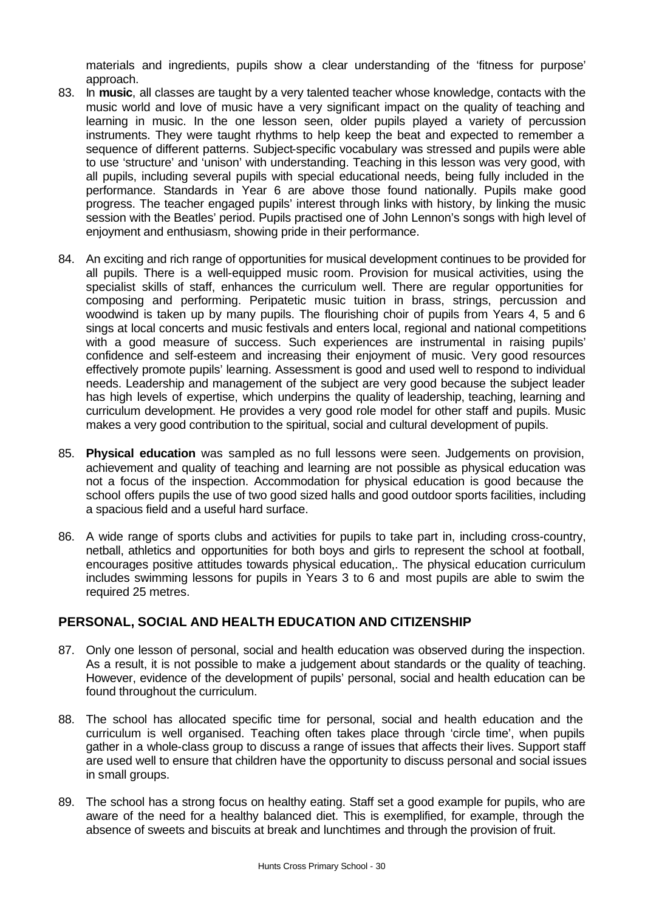materials and ingredients, pupils show a clear understanding of the 'fitness for purpose' approach.

83. In **music**, all classes are taught by a very talented teacher whose knowledge, contacts with the music world and love of music have a very significant impact on the quality of teaching and learning in music. In the one lesson seen, older pupils played a variety of percussion instruments. They were taught rhythms to help keep the beat and expected to remember a sequence of different patterns. Subject-specific vocabulary was stressed and pupils were able to use 'structure' and 'unison' with understanding. Teaching in this lesson was very good, with all pupils, including several pupils with special educational needs, being fully included in the performance. Standards in Year 6 are above those found nationally. Pupils make good progress. The teacher engaged pupils' interest through links with history, by linking the music session with the Beatles' period. Pupils practised one of John Lennon's songs with high level of enjoyment and enthusiasm, showing pride in their performance.

84. An exciting and rich range of opportunities for musical development continues to be provided for all pupils. There is a well-equipped music room. Provision for musical activities, using the specialist skills of staff, enhances the curriculum well. There are regular opportunities for composing and performing. Peripatetic music tuition in brass, strings, percussion and woodwind is taken up by many pupils. The flourishing choir of pupils from Years 4, 5 and 6 sings at local concerts and music festivals and enters local, regional and national competitions with a good measure of success. Such experiences are instrumental in raising pupils' confidence and self-esteem and increasing their enjoyment of music. Very good resources effectively promote pupils' learning. Assessment is good and used well to respond to individual needs. Leadership and management of the subject are very good because the subject leader has high levels of expertise, which underpins the quality of leadership, teaching, learning and curriculum development. He provides a very good role model for other staff and pupils. Music makes a very good contribution to the spiritual, social and cultural development of pupils.

85. **Physical education** was sampled as no full lessons were seen. Judgements on provision, achievement and quality of teaching and learning are not possible as physical education was not a focus of the inspection. Accommodation for physical education is good because the school offers pupils the use of two good sized halls and good outdoor sports facilities, including a spacious field and a useful hard surface.

86. A wide range of sports clubs and activities for pupils to take part in, including cross-country, netball, athletics and opportunities for both boys and girls to represent the school at football, encourages positive attitudes towards physical education,. The physical education curriculum includes swimming lessons for pupils in Years 3 to 6 and most pupils are able to swim the required 25 metres.

## PERSONAL, SOCIAL AND HEALTH EDUCATION AND CITIZENSHIP

87. Only one lesson of personal, social and health education was observed during the inspection. As a result, it is not possible to make a judgement about standards or the quality of teaching. However, evidence of the development of pupils' personal, social and health education can be found throughout the curriculum.

88. The school has allocated specific time for personal, social and health education and the curriculum is well organised. Teaching often takes place through 'circle time', when pupils gather in a whole-class group to discuss a range of issues that affects their lives. Support staff are used well to ensure that children have the opportunity to discuss personal and social issues in small groups.

89. The school has a strong focus on healthy eating. Staff set a good example for pupils, who are aware of the need for a healthy balanced diet. This is exemplified, for example, through the absence of sweets and biscuits at break and lunchtimes and through the provision of fruit.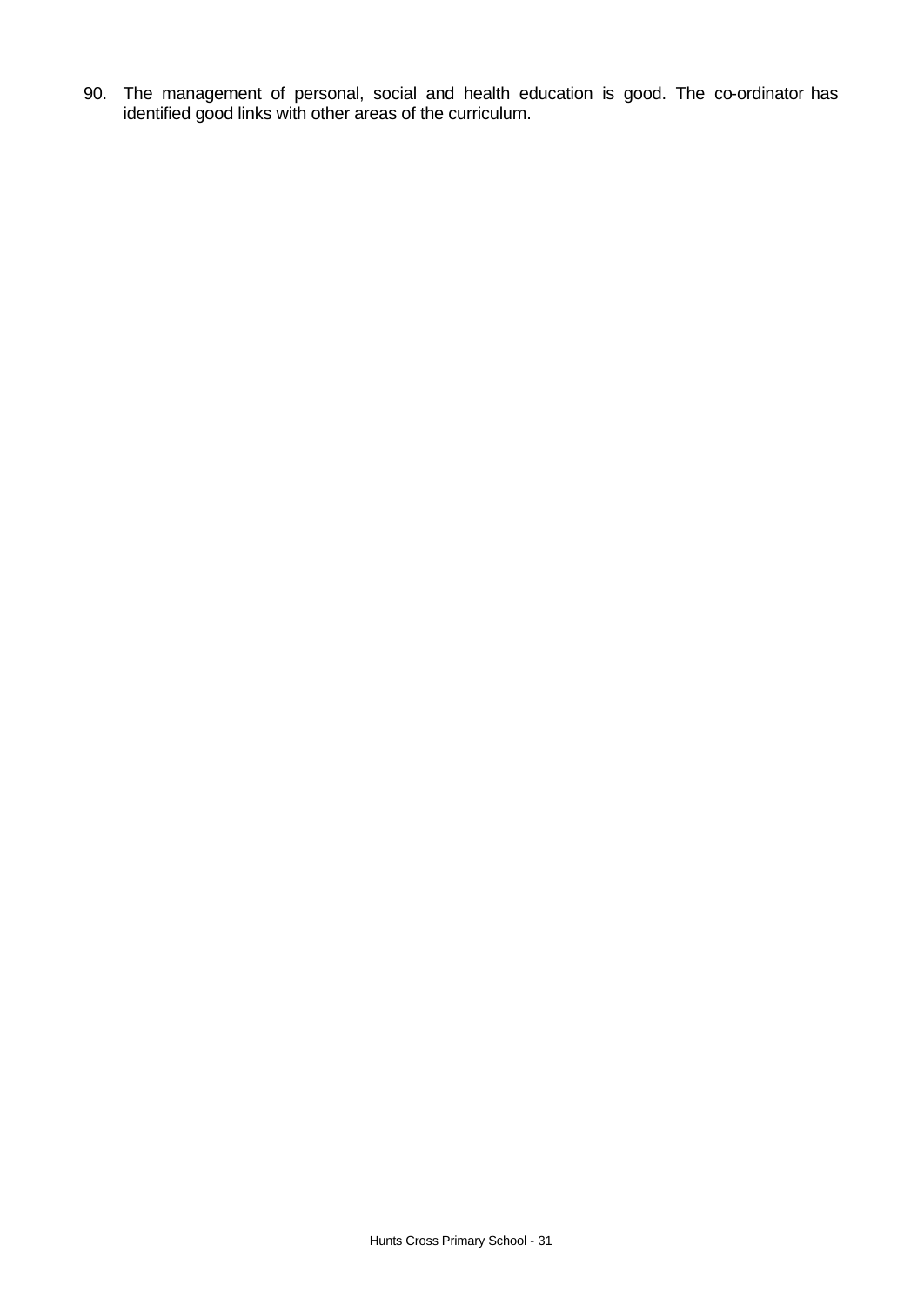90. The management of personal, social and health education is good. The co-ordinator has identified good links with other areas of the curriculum.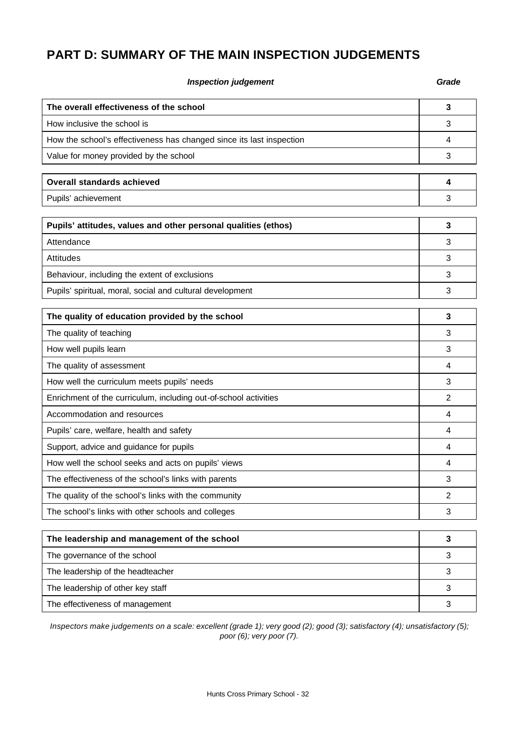# PART D: SUMMARY OF THE MAIN INSPECTION JUDGEMENTS

| *Inspection judgement* | *Grade* |
|---|---|
| **The overall effectiveness of the school** | **3** |
| How inclusive the school is | 3 |
| How the school's effectiveness has changed since its last inspection | 4 |
| Value for money provided by the school | 3 |
| **Overall standards achieved** | **4** |
| Pupils' achievement | 3 |
| **Pupils' attitudes, values and other personal qualities (ethos)** | **3** |
| Attendance | 3 |
| Attitudes | 3 |
| Behaviour, including the extent of exclusions | 3 |
| Pupils' spiritual, moral, social and cultural development | 3 |
| **The quality of education provided by the school** | **3** |
| The quality of teaching | 3 |
| How well pupils learn | 3 |
| The quality of assessment | 4 |
| How well the curriculum meets pupils' needs | 3 |
| Enrichment of the curriculum, including out-of-school activities | 2 |
| Accommodation and resources | 4 |
| Pupils' care, welfare, health and safety | 4 |
| Support, advice and guidance for pupils | 4 |
| How well the school seeks and acts on pupils' views | 4 |
| The effectiveness of the school's links with parents | 3 |
| The quality of the school's links with the community | 2 |
| The school's links with other schools and colleges | 3 |
| **The leadership and management of the school** | **3** |
| The governance of the school | 3 |
| The leadership of the headteacher | 3 |
| The leadership of other key staff | 3 |
| The effectiveness of management | 3 |

*Inspectors make judgements on a scale: excellent (grade 1); very good (2); good (3); satisfactory (4); unsatisfactory (5); poor (6); very poor (7).*